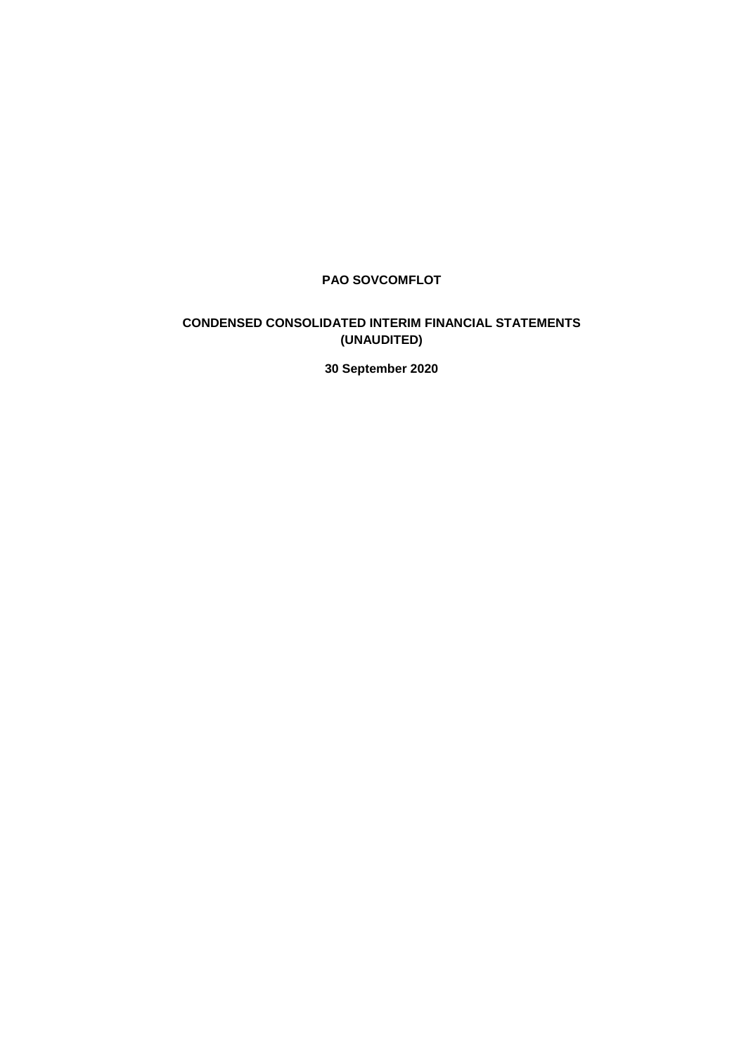# PAO SOVCOMFLOT

## CONDENSED CONSOLIDATED INTERIM FINANCIAL STATEMENTS (UNAUDITED)

**30 September 2020**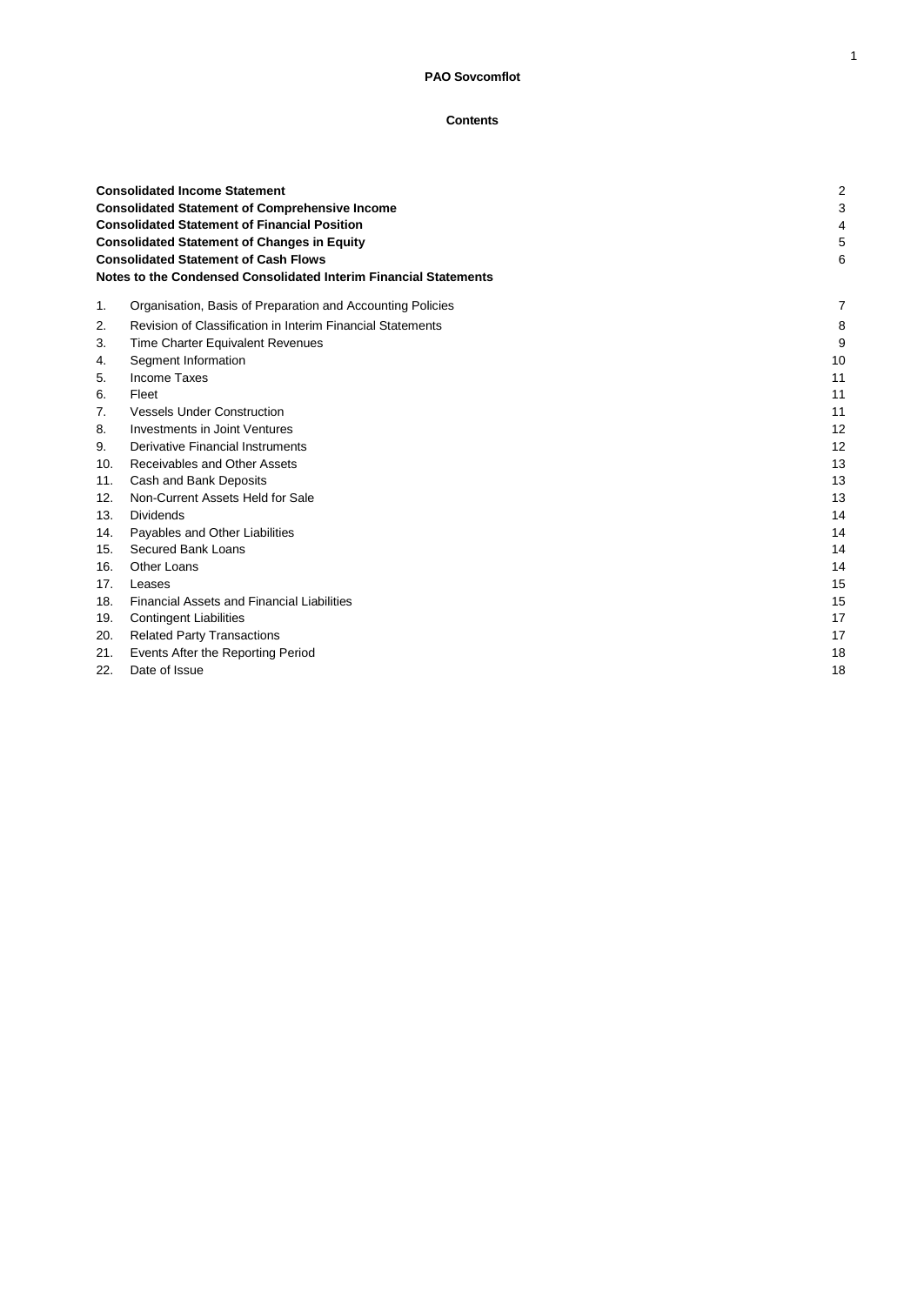**PAO Sovcomflot**

**Contents**

| | | |
|---|---|---|
| **Consolidated Income Statement** | | 2 |
| **Consolidated Statement of Comprehensive Income** | | 3 |
| **Consolidated Statement of Financial Position** | | 4 |
| **Consolidated Statement of Changes in Equity** | | 5 |
| **Consolidated Statement of Cash Flows** | | 6 |
| **Notes to the Condensed Consolidated Interim Financial Statements** | | |
| 1. | Organisation, Basis of Preparation and Accounting Policies | 7 |
| 2. | Revision of Classification in Interim Financial Statements | 8 |
| 3. | Time Charter Equivalent Revenues | 9 |
| 4. | Segment Information | 10 |
| 5. | Income Taxes | 11 |
| 6. | Fleet | 11 |
| 7. | Vessels Under Construction | 11 |
| 8. | Investments in Joint Ventures | 12 |
| 9. | Derivative Financial Instruments | 12 |
| 10. | Receivables and Other Assets | 13 |
| 11. | Cash and Bank Deposits | 13 |
| 12. | Non-Current Assets Held for Sale | 13 |
| 13. | Dividends | 14 |
| 14. | Payables and Other Liabilities | 14 |
| 15. | Secured Bank Loans | 14 |
| 16. | Other Loans | 14 |
| 17. | Leases | 15 |
| 18. | Financial Assets and Financial Liabilities | 15 |
| 19. | Contingent Liabilities | 17 |
| 20. | Related Party Transactions | 17 |
| 21. | Events After the Reporting Period | 18 |
| 22. | Date of Issue | 18 |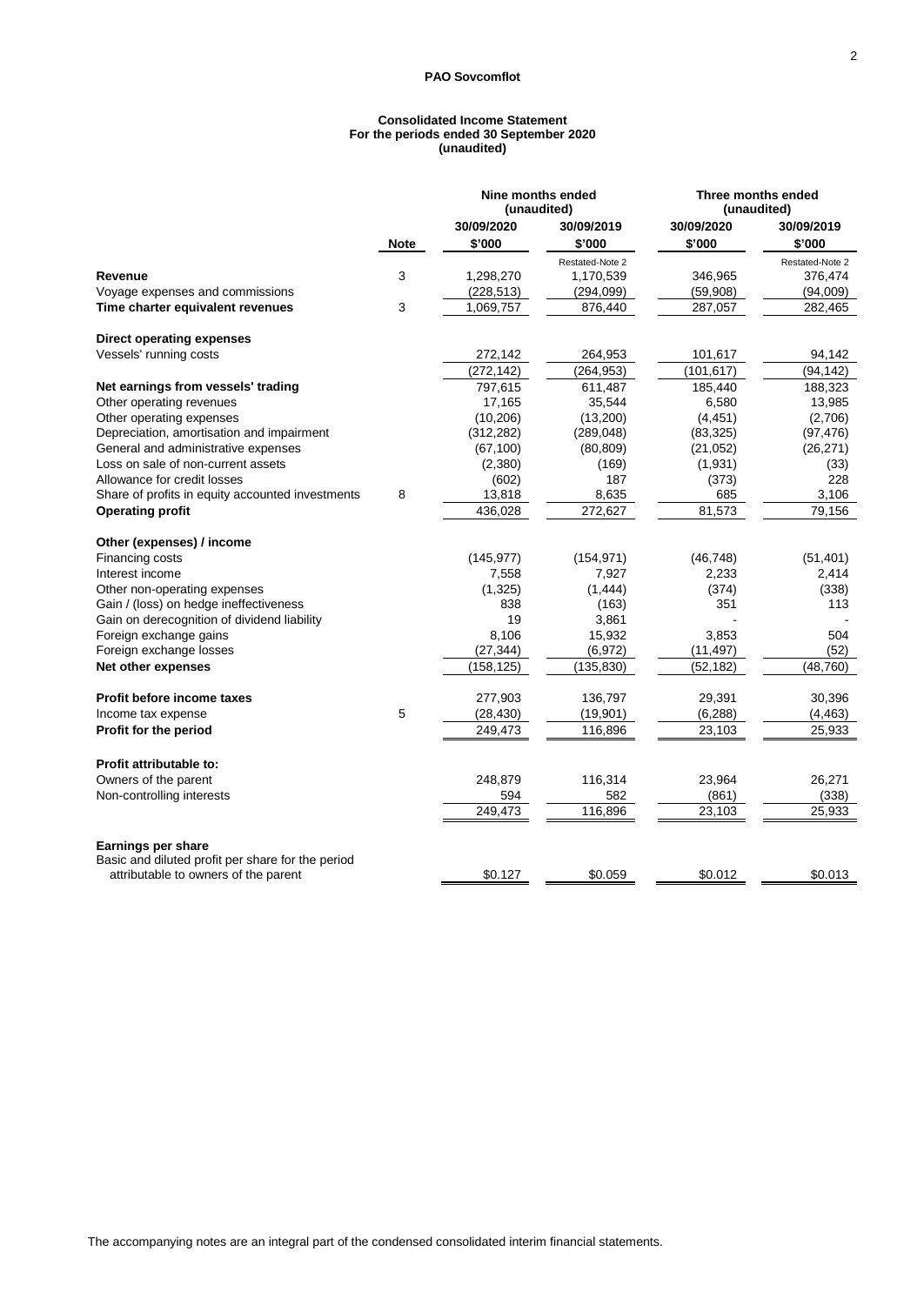**PAO Sovcomflot**

**Consolidated Income Statement**
**For the periods ended 30 September 2020**
**(unaudited)**

| | Note | Nine months ended (unaudited) | | Three months ended (unaudited) | |
|---|---|---|---|---|---|
| | | 30/09/2020 | 30/09/2019 | 30/09/2020 | 30/09/2019 |
| | | \$'000 | \$'000 | \$'000 | \$'000 |
| | | | Restated-Note 2 | | Restated-Note 2 |
| **Revenue** | 3 | 1,298,270 | 1,170,539 | 346,965 | 376,474 |
| Voyage expenses and commissions | | (228,513) | (294,099) | (59,908) | (94,009) |
| **Time charter equivalent revenues** | 3 | 1,069,757 | 876,440 | 287,057 | 282,465 |
| | | | | | |
| **Direct operating expenses** | | | | | |
| Vessels' running costs | | 272,142 | 264,953 | 101,617 | 94,142 |
| | | (272,142) | (264,953) | (101,617) | (94,142) |
| **Net earnings from vessels' trading** | | 797,615 | 611,487 | 185,440 | 188,323 |
| Other operating revenues | | 17,165 | 35,544 | 6,580 | 13,985 |
| Other operating expenses | | (10,206) | (13,200) | (4,451) | (2,706) |
| Depreciation, amortisation and impairment | | (312,282) | (289,048) | (83,325) | (97,476) |
| General and administrative expenses | | (67,100) | (80,809) | (21,052) | (26,271) |
| Loss on sale of non-current assets | | (2,380) | (169) | (1,931) | (33) |
| Allowance for credit losses | | (602) | 187 | (373) | 228 |
| Share of profits in equity accounted investments | 8 | 13,818 | 8,635 | 685 | 3,106 |
| **Operating profit** | | 436,028 | 272,627 | 81,573 | 79,156 |
| | | | | | |
| **Other (expenses) / income** | | | | | |
| Financing costs | | (145,977) | (154,971) | (46,748) | (51,401) |
| Interest income | | 7,558 | 7,927 | 2,233 | 2,414 |
| Other non-operating expenses | | (1,325) | (1,444) | (374) | (338) |
| Gain / (loss) on hedge ineffectiveness | | 838 | (163) | 351 | 113 |
| Gain on derecognition of dividend liability | | 19 | 3,861 | - | - |
| Foreign exchange gains | | 8,106 | 15,932 | 3,853 | 504 |
| Foreign exchange losses | | (27,344) | (6,972) | (11,497) | (52) |
| **Net other expenses** | | (158,125) | (135,830) | (52,182) | (48,760) |
| | | | | | |
| **Profit before income taxes** | | 277,903 | 136,797 | 29,391 | 30,396 |
| Income tax expense | 5 | (28,430) | (19,901) | (6,288) | (4,463) |
| **Profit for the period** | | 249,473 | 116,896 | 23,103 | 25,933 |
| | | | | | |
| **Profit attributable to:** | | | | | |
| Owners of the parent | | 248,879 | 116,314 | 23,964 | 26,271 |
| Non-controlling interests | | 594 | 582 | (861) | (338) |
| | | 249,473 | 116,896 | 23,103 | 25,933 |
| | | | | | |
| **Earnings per share** | | | | | |
| Basic and diluted profit per share for the period attributable to owners of the parent | | \$0.127 | \$0.059 | \$0.012 | \$0.013 |

The accompanying notes are an integral part of the condensed consolidated interim financial statements.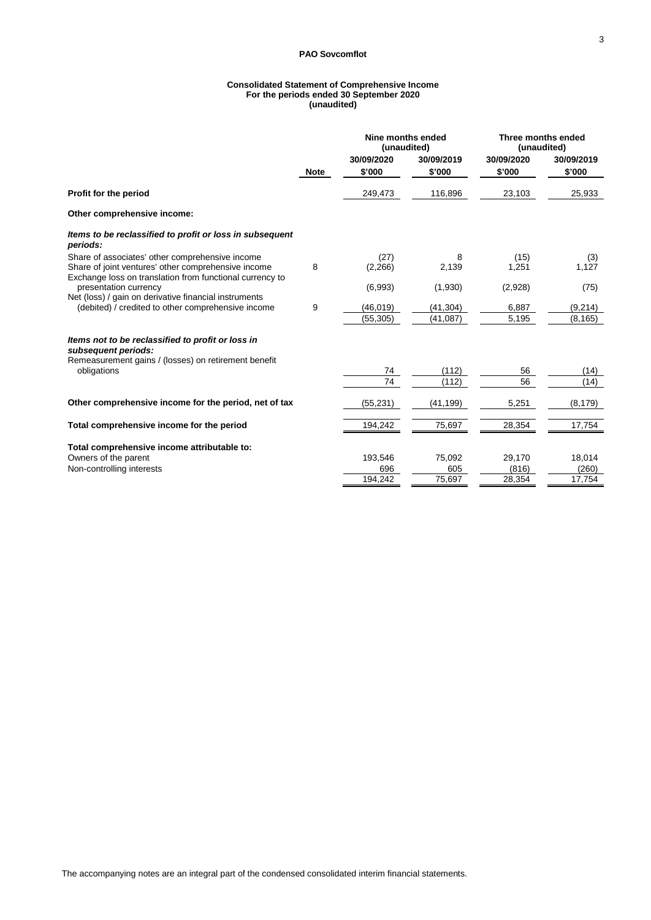**PAO Sovcomflot**

**Consolidated Statement of Comprehensive Income**
**For the periods ended 30 September 2020**
**(unaudited)**

| | | Nine months ended (unaudited) | | Three months ended (unaudited) | |
|---|---|---|---|---|---|
| | | 30/09/2020 | 30/09/2019 | 30/09/2020 | 30/09/2019 |
| | **Note** | **$'000** | **$'000** | **$'000** | **$'000** |
| **Profit for the period** | | 249,473 | 116,896 | 23,103 | 25,933 |
| **Other comprehensive income:** | | | | | |
| ***Items to be reclassified to profit or loss in subsequent periods:*** | | | | | |
| Share of associates' other comprehensive income | | (27) | 8 | (15) | (3) |
| Share of joint ventures' other comprehensive income | 8 | (2,266) | 2,139 | 1,251 | 1,127 |
| Exchange loss on translation from functional currency to presentation currency | | (6,993) | (1,930) | (2,928) | (75) |
| Net (loss) / gain on derivative financial instruments (debited) / credited to other comprehensive income | 9 | (46,019) | (41,304) | 6,887 | (9,214) |
| | | (55,305) | (41,087) | 5,195 | (8,165) |
| ***Items not to be reclassified to profit or loss in subsequent periods:*** | | | | | |
| Remeasurement gains / (losses) on retirement benefit obligations | | 74 | (112) | 56 | (14) |
| | | 74 | (112) | 56 | (14) |
| **Other comprehensive income for the period, net of tax** | | (55,231) | (41,199) | 5,251 | (8,179) |
| **Total comprehensive income for the period** | | 194,242 | 75,697 | 28,354 | 17,754 |
| **Total comprehensive income attributable to:** | | | | | |
| Owners of the parent | | 193,546 | 75,092 | 29,170 | 18,014 |
| Non-controlling interests | | 696 | 605 | (816) | (260) |
| | | 194,242 | 75,697 | 28,354 | 17,754 |

The accompanying notes are an integral part of the condensed consolidated interim financial statements.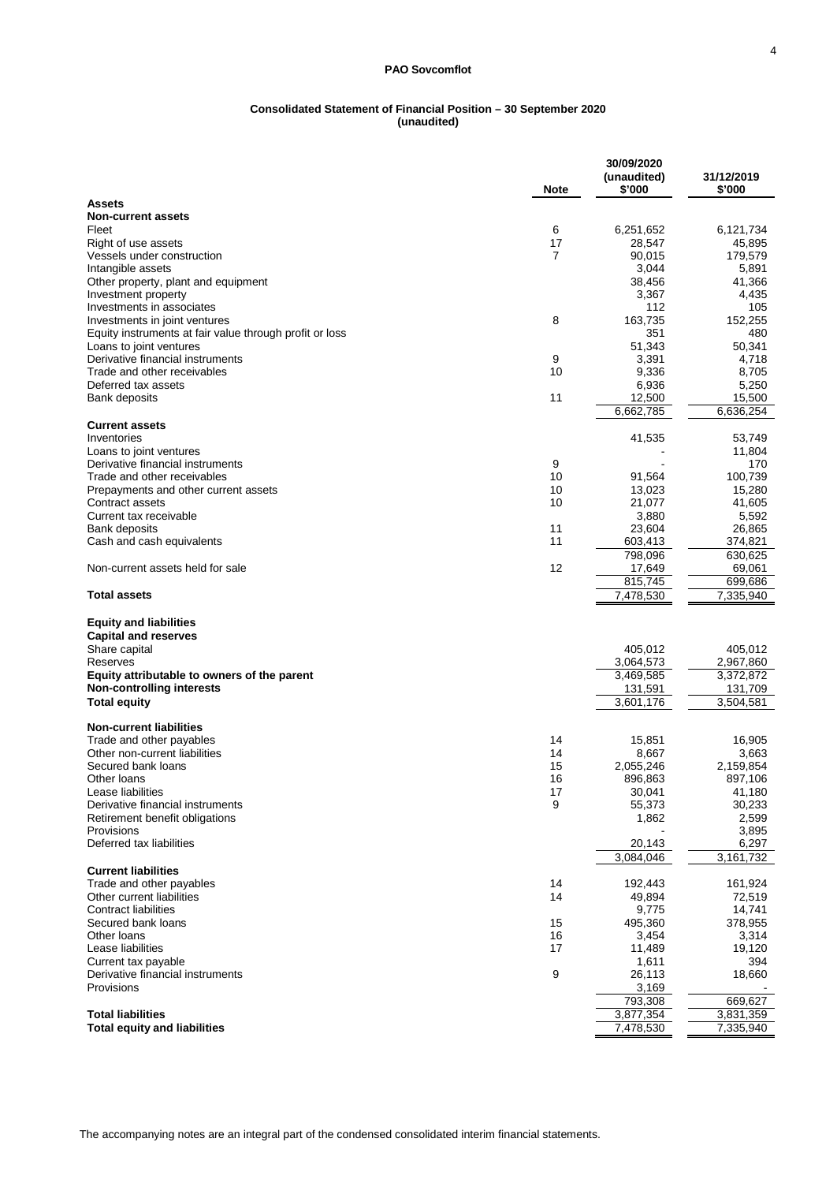**PAO Sovcomflot**

## Consolidated Statement of Financial Position – 30 September 2020 (unaudited)

| | Note | 30/09/2020 (unaudited) \$'000 | 31/12/2019 \$'000 |
|---|---|---|---|
| **Assets** | | | |
| **Non-current assets** | | | |
| Fleet | 6 | 6,251,652 | 6,121,734 |
| Right of use assets | 17 | 28,547 | 45,895 |
| Vessels under construction | 7 | 90,015 | 179,579 |
| Intangible assets | | 3,044 | 5,891 |
| Other property, plant and equipment | | 38,456 | 41,366 |
| Investment property | | 3,367 | 4,435 |
| Investments in associates | | 112 | 105 |
| Investments in joint ventures | 8 | 163,735 | 152,255 |
| Equity instruments at fair value through profit or loss | | 351 | 480 |
| Loans to joint ventures | | 51,343 | 50,341 |
| Derivative financial instruments | 9 | 3,391 | 4,718 |
| Trade and other receivables | 10 | 9,336 | 8,705 |
| Deferred tax assets | | 6,936 | 5,250 |
| Bank deposits | 11 | 12,500 | 15,500 |
| | | 6,662,785 | 6,636,254 |
| **Current assets** | | | |
| Inventories | | 41,535 | 53,749 |
| Loans to joint ventures | | - | 11,804 |
| Derivative financial instruments | 9 | - | 170 |
| Trade and other receivables | 10 | 91,564 | 100,739 |
| Prepayments and other current assets | 10 | 13,023 | 15,280 |
| Contract assets | 10 | 21,077 | 41,605 |
| Current tax receivable | | 3,880 | 5,592 |
| Bank deposits | 11 | 23,604 | 26,865 |
| Cash and cash equivalents | 11 | 603,413 | 374,821 |
| | | 798,096 | 630,625 |
| Non-current assets held for sale | 12 | 17,649 | 69,061 |
| | | 815,745 | 699,686 |
| **Total assets** | | 7,478,530 | 7,335,940 |
| **Equity and liabilities** | | | |
| **Capital and reserves** | | | |
| Share capital | | 405,012 | 405,012 |
| Reserves | | 3,064,573 | 2,967,860 |
| **Equity attributable to owners of the parent** | | 3,469,585 | 3,372,872 |
| **Non-controlling interests** | | 131,591 | 131,709 |
| **Total equity** | | 3,601,176 | 3,504,581 |
| **Non-current liabilities** | | | |
| Trade and other payables | 14 | 15,851 | 16,905 |
| Other non-current liabilities | 14 | 8,667 | 3,663 |
| Secured bank loans | 15 | 2,055,246 | 2,159,854 |
| Other loans | 16 | 896,863 | 897,106 |
| Lease liabilities | 17 | 30,041 | 41,180 |
| Derivative financial instruments | 9 | 55,373 | 30,233 |
| Retirement benefit obligations | | 1,862 | 2,599 |
| Provisions | | - | 3,895 |
| Deferred tax liabilities | | 20,143 | 6,297 |
| | | 3,084,046 | 3,161,732 |
| **Current liabilities** | | | |
| Trade and other payables | 14 | 192,443 | 161,924 |
| Other current liabilities | 14 | 49,894 | 72,519 |
| Contract liabilities | | 9,775 | 14,741 |
| Secured bank loans | 15 | 495,360 | 378,955 |
| Other loans | 16 | 3,454 | 3,314 |
| Lease liabilities | 17 | 11,489 | 19,120 |
| Current tax payable | | 1,611 | 394 |
| Derivative financial instruments | 9 | 26,113 | 18,660 |
| Provisions | | 3,169 | - |
| | | 793,308 | 669,627 |
| **Total liabilities** | | 3,877,354 | 3,831,359 |
| **Total equity and liabilities** | | 7,478,530 | 7,335,940 |

The accompanying notes are an integral part of the condensed consolidated interim financial statements.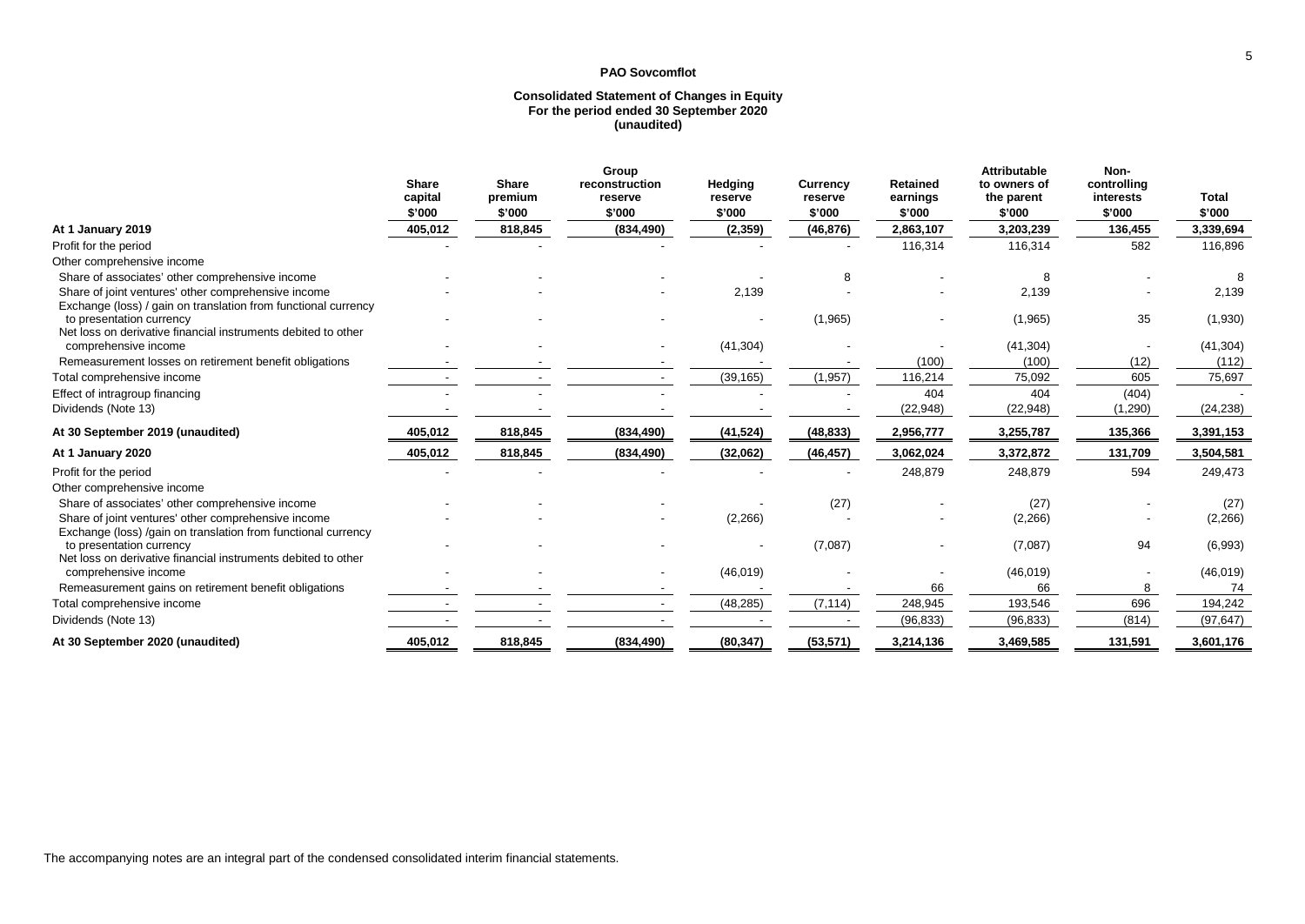**PAO Sovcomflot**

**Consolidated Statement of Changes in Equity**
**For the period ended 30 September 2020**
**(unaudited)**

| | Share capital $'000 | Share premium $'000 | Group reconstruction reserve $'000 | Hedging reserve $'000 | Currency reserve $'000 | Retained earnings $'000 | Attributable to owners of the parent $'000 | Non-controlling interests $'000 | Total $'000 |
|---|---|---|---|---|---|---|---|---|---|
| **At 1 January 2019** | **405,012** | **818,845** | **(834,490)** | **(2,359)** | **(46,876)** | **2,863,107** | **3,203,239** | **136,455** | **3,339,694** |
| Profit for the period | - | - | - | - | - | 116,314 | 116,314 | 582 | 116,896 |
| Other comprehensive income | | | | | | | | | |
| Share of associates' other comprehensive income | - | - | - | - | 8 | - | 8 | - | 8 |
| Share of joint ventures' other comprehensive income | - | - | - | 2,139 | - | - | 2,139 | - | 2,139 |
| Exchange (loss) / gain on translation from functional currency to presentation currency | - | - | - | - | (1,965) | - | (1,965) | 35 | (1,930) |
| Net loss on derivative financial instruments debited to other comprehensive income | - | - | - | (41,304) | - | - | (41,304) | - | (41,304) |
| Remeasurement losses on retirement benefit obligations | - | - | - | - | - | (100) | (100) | (12) | (112) |
| Total comprehensive income | - | - | - | (39,165) | (1,957) | 116,214 | 75,092 | 605 | 75,697 |
| Effect of intragroup financing | - | - | - | - | - | 404 | 404 | (404) | - |
| Dividends (Note 13) | - | - | - | - | - | (22,948) | (22,948) | (1,290) | (24,238) |
| **At 30 September 2019 (unaudited)** | **405,012** | **818,845** | **(834,490)** | **(41,524)** | **(48,833)** | **2,956,777** | **3,255,787** | **135,366** | **3,391,153** |
| **At 1 January 2020** | **405,012** | **818,845** | **(834,490)** | **(32,062)** | **(46,457)** | **3,062,024** | **3,372,872** | **131,709** | **3,504,581** |
| Profit for the period | - | - | - | - | - | 248,879 | 248,879 | 594 | 249,473 |
| Other comprehensive income | | | | | | | | | |
| Share of associates' other comprehensive income | - | - | - | - | (27) | - | (27) | - | (27) |
| Share of joint ventures' other comprehensive income | - | - | - | (2,266) | - | - | (2,266) | - | (2,266) |
| Exchange (loss) /gain on translation from functional currency to presentation currency | - | - | - | - | (7,087) | - | (7,087) | 94 | (6,993) |
| Net loss on derivative financial instruments debited to other comprehensive income | - | - | - | (46,019) | - | - | (46,019) | - | (46,019) |
| Remeasurement gains on retirement benefit obligations | - | - | - | - | - | 66 | 66 | 8 | 74 |
| Total comprehensive income | - | - | - | (48,285) | (7,114) | 248,945 | 193,546 | 696 | 194,242 |
| Dividends (Note 13) | - | - | - | - | - | (96,833) | (96,833) | (814) | (97,647) |
| **At 30 September 2020 (unaudited)** | **405,012** | **818,845** | **(834,490)** | **(80,347)** | **(53,571)** | **3,214,136** | **3,469,585** | **131,591** | **3,601,176** |

The accompanying notes are an integral part of the condensed consolidated interim financial statements.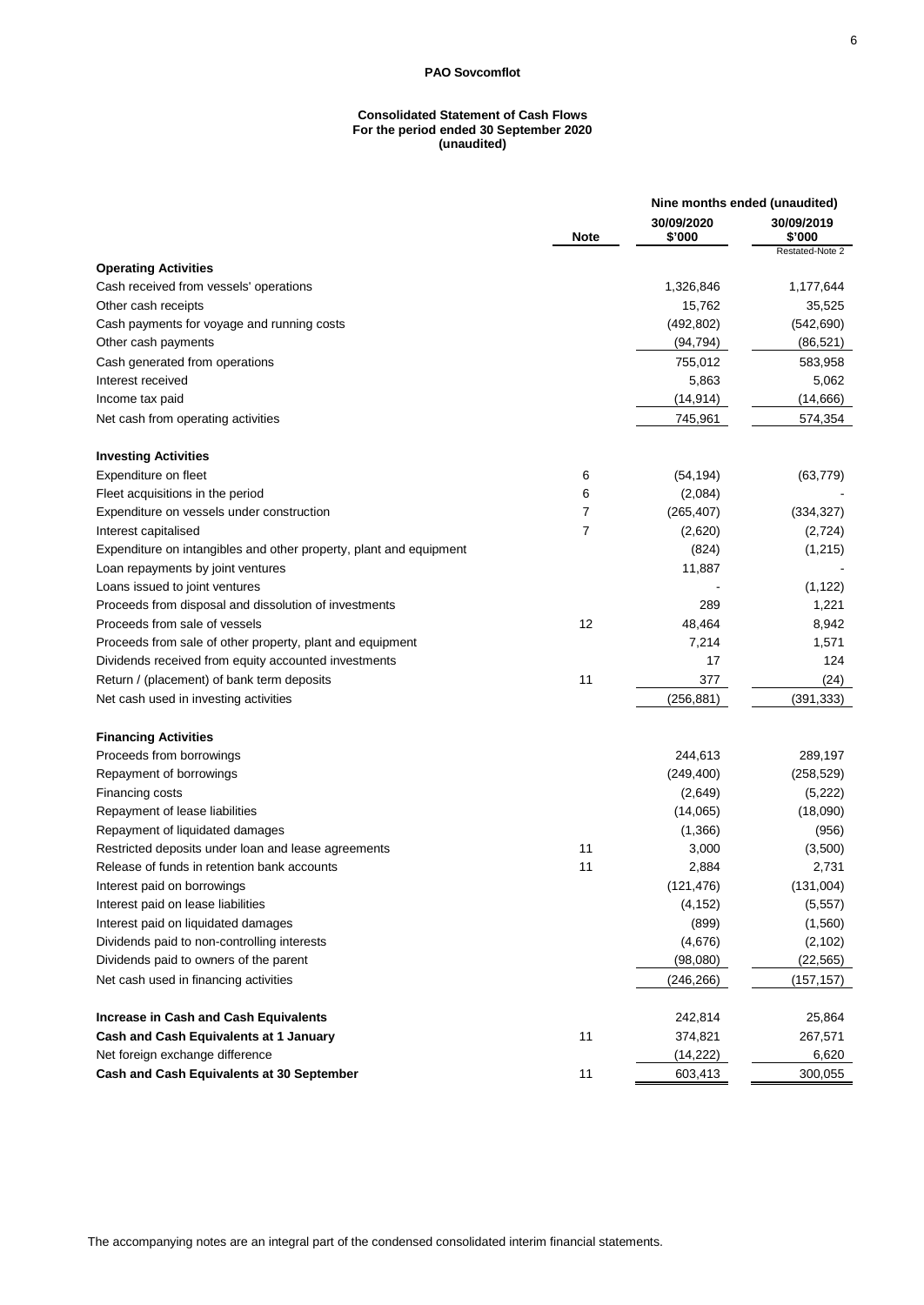**PAO Sovcomflot**

**Consolidated Statement of Cash Flows**
**For the period ended 30 September 2020**
**(unaudited)**

| | Note | Nine months ended (unaudited) 30/09/2020 $'000 | Nine months ended (unaudited) 30/09/2019 $'000 Restated-Note 2 |
|---|---|---|---|
| **Operating Activities** | | | |
| Cash received from vessels' operations | | 1,326,846 | 1,177,644 |
| Other cash receipts | | 15,762 | 35,525 |
| Cash payments for voyage and running costs | | (492,802) | (542,690) |
| Other cash payments | | (94,794) | (86,521) |
| Cash generated from operations | | 755,012 | 583,958 |
| Interest received | | 5,863 | 5,062 |
| Income tax paid | | (14,914) | (14,666) |
| Net cash from operating activities | | 745,961 | 574,354 |
| **Investing Activities** | | | |
| Expenditure on fleet | 6 | (54,194) | (63,779) |
| Fleet acquisitions in the period | 6 | (2,084) | - |
| Expenditure on vessels under construction | 7 | (265,407) | (334,327) |
| Interest capitalised | 7 | (2,620) | (2,724) |
| Expenditure on intangibles and other property, plant and equipment | | (824) | (1,215) |
| Loan repayments by joint ventures | | 11,887 | - |
| Loans issued to joint ventures | | - | (1,122) |
| Proceeds from disposal and dissolution of investments | | 289 | 1,221 |
| Proceeds from sale of vessels | 12 | 48,464 | 8,942 |
| Proceeds from sale of other property, plant and equipment | | 7,214 | 1,571 |
| Dividends received from equity accounted investments | | 17 | 124 |
| Return / (placement) of bank term deposits | 11 | 377 | (24) |
| Net cash used in investing activities | | (256,881) | (391,333) |
| **Financing Activities** | | | |
| Proceeds from borrowings | | 244,613 | 289,197 |
| Repayment of borrowings | | (249,400) | (258,529) |
| Financing costs | | (2,649) | (5,222) |
| Repayment of lease liabilities | | (14,065) | (18,090) |
| Repayment of liquidated damages | | (1,366) | (956) |
| Restricted deposits under loan and lease agreements | 11 | 3,000 | (3,500) |
| Release of funds in retention bank accounts | 11 | 2,884 | 2,731 |
| Interest paid on borrowings | | (121,476) | (131,004) |
| Interest paid on lease liabilities | | (4,152) | (5,557) |
| Interest paid on liquidated damages | | (899) | (1,560) |
| Dividends paid to non-controlling interests | | (4,676) | (2,102) |
| Dividends paid to owners of the parent | | (98,080) | (22,565) |
| Net cash used in financing activities | | (246,266) | (157,157) |
| **Increase in Cash and Cash Equivalents** | | 242,814 | 25,864 |
| **Cash and Cash Equivalents at 1 January** | 11 | 374,821 | 267,571 |
| Net foreign exchange difference | | (14,222) | 6,620 |
| **Cash and Cash Equivalents at 30 September** | 11 | 603,413 | 300,055 |

The accompanying notes are an integral part of the condensed consolidated interim financial statements.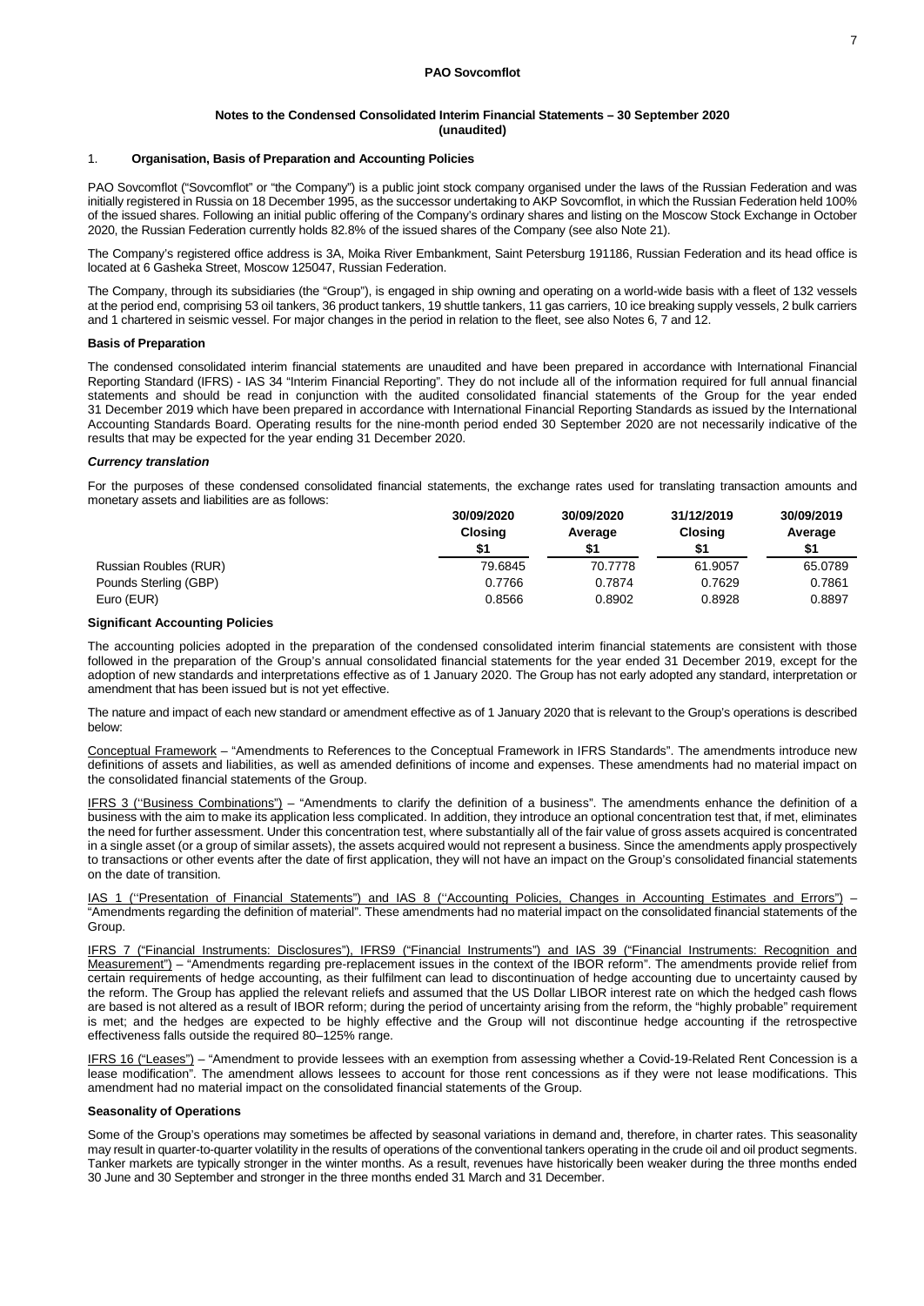**PAO Sovcomflot**

**Notes to the Condensed Consolidated Interim Financial Statements – 30 September 2020 (unaudited)**

## 1. Organisation, Basis of Preparation and Accounting Policies

PAO Sovcomflot ("Sovcomflot" or "the Company") is a public joint stock company organised under the laws of the Russian Federation and was initially registered in Russia on 18 December 1995, as the successor undertaking to AKP Sovcomflot, in which the Russian Federation held 100% of the issued shares. Following an initial public offering of the Company's ordinary shares and listing on the Moscow Stock Exchange in October 2020, the Russian Federation currently holds 82.8% of the issued shares of the Company (see also Note 21).

The Company's registered office address is 3A, Moika River Embankment, Saint Petersburg 191186, Russian Federation and its head office is located at 6 Gasheka Street, Moscow 125047, Russian Federation.

The Company, through its subsidiaries (the "Group"), is engaged in ship owning and operating on a world-wide basis with a fleet of 132 vessels at the period end, comprising 53 oil tankers, 36 product tankers, 19 shuttle tankers, 11 gas carriers, 10 ice breaking supply vessels, 2 bulk carriers and 1 chartered in seismic vessel. For major changes in the period in relation to the fleet, see also Notes 6, 7 and 12.

### Basis of Preparation

The condensed consolidated interim financial statements are unaudited and have been prepared in accordance with International Financial Reporting Standard (IFRS) - IAS 34 "Interim Financial Reporting". They do not include all of the information required for full annual financial statements and should be read in conjunction with the audited consolidated financial statements of the Group for the year ended 31 December 2019 which have been prepared in accordance with International Financial Reporting Standards as issued by the International Accounting Standards Board. Operating results for the nine-month period ended 30 September 2020 are not necessarily indicative of the results that may be expected for the year ending 31 December 2020.

#### *Currency translation*

For the purposes of these condensed consolidated financial statements, the exchange rates used for translating transaction amounts and monetary assets and liabilities are as follows:

| | 30/09/2020 Closing $1 | 30/09/2020 Average $1 | 31/12/2019 Closing $1 | 30/09/2019 Average $1 |
|---|---|---|---|---|
| Russian Roubles (RUR) | 79.6845 | 70.7778 | 61.9057 | 65.0789 |
| Pounds Sterling (GBP) | 0.7766 | 0.7874 | 0.7629 | 0.7861 |
| Euro (EUR) | 0.8566 | 0.8902 | 0.8928 | 0.8897 |

### Significant Accounting Policies

The accounting policies adopted in the preparation of the condensed consolidated interim financial statements are consistent with those followed in the preparation of the Group's annual consolidated financial statements for the year ended 31 December 2019, except for the adoption of new standards and interpretations effective as of 1 January 2020. The Group has not early adopted any standard, interpretation or amendment that has been issued but is not yet effective.

The nature and impact of each new standard or amendment effective as of 1 January 2020 that is relevant to the Group's operations is described below:

Conceptual Framework – "Amendments to References to the Conceptual Framework in IFRS Standards". The amendments introduce new definitions of assets and liabilities, as well as amended definitions of income and expenses. These amendments had no material impact on the consolidated financial statements of the Group.

IFRS 3 (''Business Combinations'') – "Amendments to clarify the definition of a business". The amendments enhance the definition of a business with the aim to make its application less complicated. In addition, they introduce an optional concentration test that, if met, eliminates the need for further assessment. Under this concentration test, where substantially all of the fair value of gross assets acquired is concentrated in a single asset (or a group of similar assets), the assets acquired would not represent a business. Since the amendments apply prospectively to transactions or other events after the date of first application, they will not have an impact on the Group's consolidated financial statements on the date of transition.

IAS 1 (''Presentation of Financial Statements'') and IAS 8 (''Accounting Policies, Changes in Accounting Estimates and Errors'') – "Amendments regarding the definition of material". These amendments had no material impact on the consolidated financial statements of the Group.

IFRS 7 ("Financial Instruments: Disclosures"), IFRS9 ("Financial Instruments") and IAS 39 ("Financial Instruments: Recognition and Measurement") – "Amendments regarding pre-replacement issues in the context of the IBOR reform". The amendments provide relief from certain requirements of hedge accounting, as their fulfilment can lead to discontinuation of hedge accounting due to uncertainty caused by the reform. The Group has applied the relevant reliefs and assumed that the US Dollar LIBOR interest rate on which the hedged cash flows are based is not altered as a result of IBOR reform; during the period of uncertainty arising from the reform, the "highly probable" requirement is met; and the hedges are expected to be highly effective and the Group will not discontinue hedge accounting if the retrospective effectiveness falls outside the required 80–125% range.

IFRS 16 ("Leases") – "Amendment to provide lessees with an exemption from assessing whether a Covid-19-Related Rent Concession is a lease modification". The amendment allows lessees to account for those rent concessions as if they were not lease modifications. This amendment had no material impact on the consolidated financial statements of the Group.

### Seasonality of Operations

Some of the Group's operations may sometimes be affected by seasonal variations in demand and, therefore, in charter rates. This seasonality may result in quarter-to-quarter volatility in the results of operations of the conventional tankers operating in the crude oil and oil product segments. Tanker markets are typically stronger in the winter months. As a result, revenues have historically been weaker during the three months ended 30 June and 30 September and stronger in the three months ended 31 March and 31 December.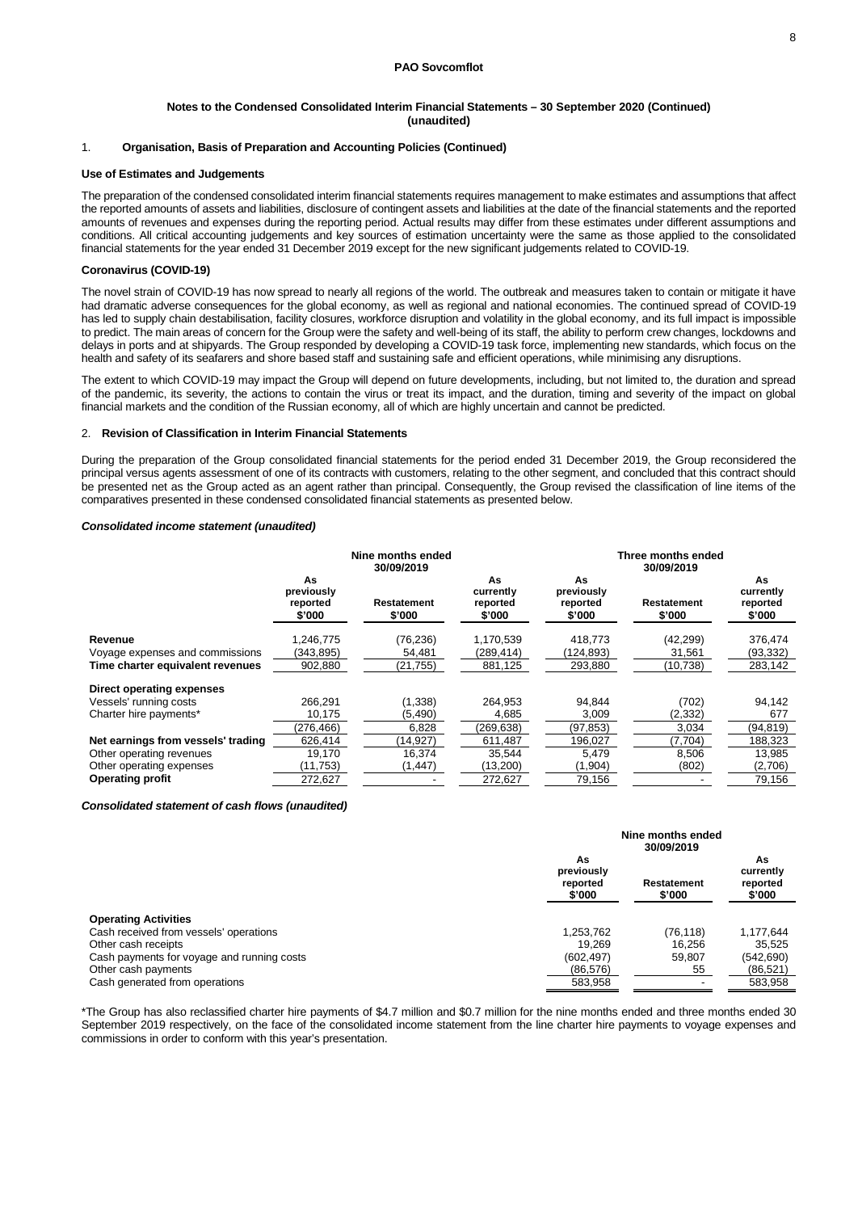**PAO Sovcomflot**

**Notes to the Condensed Consolidated Interim Financial Statements – 30 September 2020 (Continued) (unaudited)**

## 1. Organisation, Basis of Preparation and Accounting Policies (Continued)

### Use of Estimates and Judgements

The preparation of the condensed consolidated interim financial statements requires management to make estimates and assumptions that affect the reported amounts of assets and liabilities, disclosure of contingent assets and liabilities at the date of the financial statements and the reported amounts of revenues and expenses during the reporting period. Actual results may differ from these estimates under different assumptions and conditions. All critical accounting judgements and key sources of estimation uncertainty were the same as those applied to the consolidated financial statements for the year ended 31 December 2019 except for the new significant judgements related to COVID-19.

### Coronavirus (COVID-19)

The novel strain of COVID-19 has now spread to nearly all regions of the world. The outbreak and measures taken to contain or mitigate it have had dramatic adverse consequences for the global economy, as well as regional and national economies. The continued spread of COVID-19 has led to supply chain destabilisation, facility closures, workforce disruption and volatility in the global economy, and its full impact is impossible to predict. The main areas of concern for the Group were the safety and well-being of its staff, the ability to perform crew changes, lockdowns and delays in ports and at shipyards. The Group responded by developing a COVID-19 task force, implementing new standards, which focus on the health and safety of its seafarers and shore based staff and sustaining safe and efficient operations, while minimising any disruptions.

The extent to which COVID-19 may impact the Group will depend on future developments, including, but not limited to, the duration and spread of the pandemic, its severity, the actions to contain the virus or treat its impact, and the duration, timing and severity of the impact on global financial markets and the condition of the Russian economy, all of which are highly uncertain and cannot be predicted.

## 2. Revision of Classification in Interim Financial Statements

During the preparation of the Group consolidated financial statements for the period ended 31 December 2019, the Group reconsidered the principal versus agents assessment of one of its contracts with customers, relating to the other segment, and concluded that this contract should be presented net as the Group acted as an agent rather than principal. Consequently, the Group revised the classification of line items of the comparatives presented in these condensed consolidated financial statements as presented below.

### *Consolidated income statement (unaudited)*

| | Nine months ended 30/09/2019 | | | Three months ended 30/09/2019 | | |
|---|---|---|---|---|---|---|
| | As previously reported $'000 | Restatement $'000 | As currently reported $'000 | As previously reported $'000 | Restatement $'000 | As currently reported $'000 |
| **Revenue** | 1,246,775 | (76,236) | 1,170,539 | 418,773 | (42,299) | 376,474 |
| Voyage expenses and commissions | (343,895) | 54,481 | (289,414) | (124,893) | 31,561 | (93,332) |
| **Time charter equivalent revenues** | 902,880 | (21,755) | 881,125 | 293,880 | (10,738) | 283,142 |
| **Direct operating expenses** | | | | | | |
| Vessels' running costs | 266,291 | (1,338) | 264,953 | 94,844 | (702) | 94,142 |
| Charter hire payments* | 10,175 | (5,490) | 4,685 | 3,009 | (2,332) | 677 |
| | (276,466) | 6,828 | (269,638) | (97,853) | 3,034 | (94,819) |
| **Net earnings from vessels' trading** | 626,414 | (14,927) | 611,487 | 196,027 | (7,704) | 188,323 |
| Other operating revenues | 19,170 | 16,374 | 35,544 | 5,479 | 8,506 | 13,985 |
| Other operating expenses | (11,753) | (1,447) | (13,200) | (1,904) | (802) | (2,706) |
| **Operating profit** | 272,627 | - | 272,627 | 79,156 | - | 79,156 |

### *Consolidated statement of cash flows (unaudited)*

| | Nine months ended 30/09/2019 | | |
|---|---|---|---|
| | As previously reported $'000 | Restatement $'000 | As currently reported $'000 |
| **Operating Activities** | | | |
| Cash received from vessels' operations | 1,253,762 | (76,118) | 1,177,644 |
| Other cash receipts | 19,269 | 16,256 | 35,525 |
| Cash payments for voyage and running costs | (602,497) | 59,807 | (542,690) |
| Other cash payments | (86,576) | 55 | (86,521) |
| Cash generated from operations | 583,958 | - | 583,958 |

*The Group has also reclassified charter hire payments of $4.7 million and $0.7 million for the nine months ended and three months ended 30 September 2019 respectively, on the face of the consolidated income statement from the line charter hire payments to voyage expenses and commissions in order to conform with this year's presentation.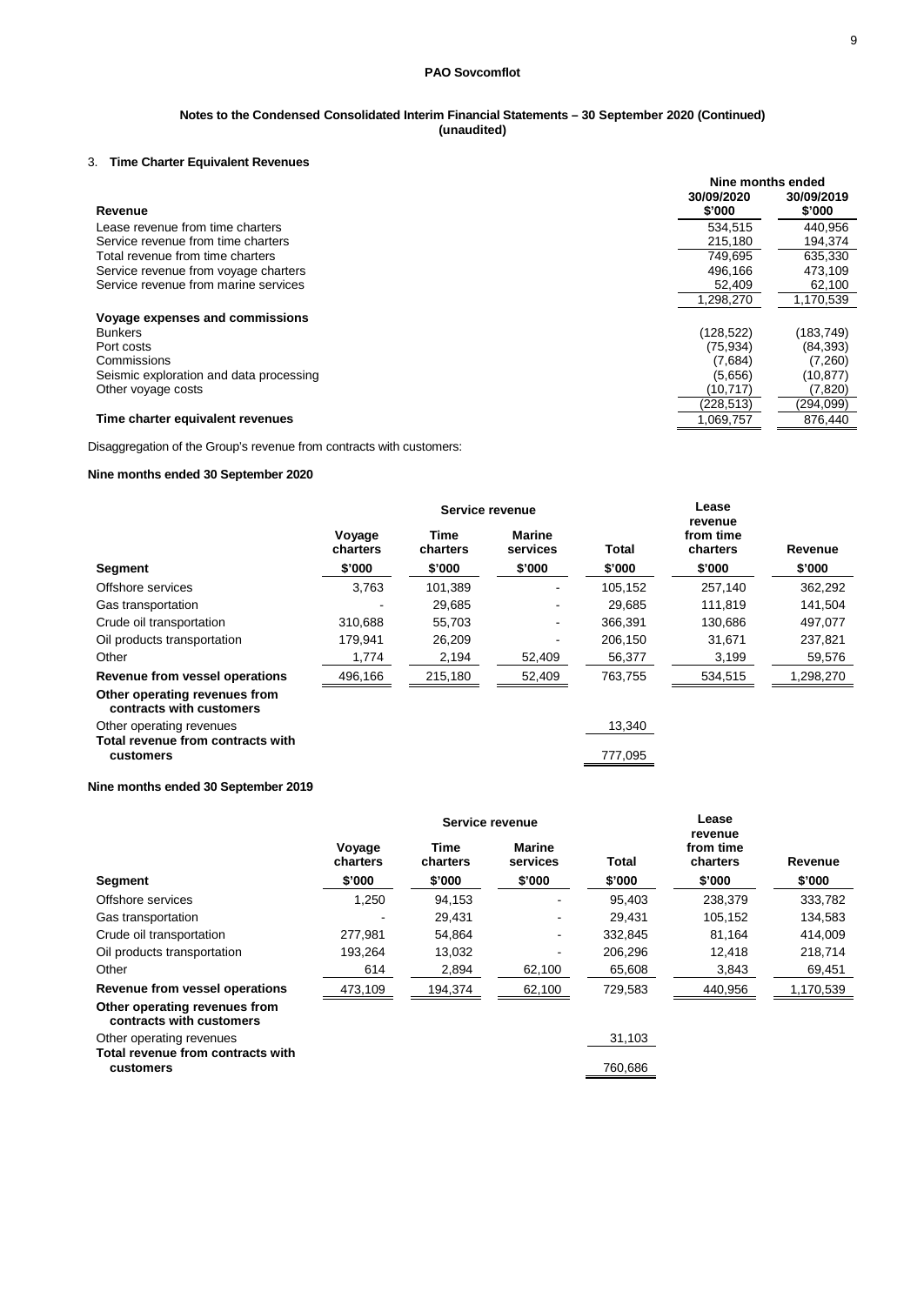**PAO Sovcomflot**

**Notes to the Condensed Consolidated Interim Financial Statements – 30 September 2020 (Continued) (unaudited)**

### 3. Time Charter Equivalent Revenues

| | Nine months ended | |
|---|---|---|
| **Revenue** | **30/09/2020 \$'000** | **30/09/2019 \$'000** |
| Lease revenue from time charters | 534,515 | 440,956 |
| Service revenue from time charters | 215,180 | 194,374 |
| Total revenue from time charters | 749,695 | 635,330 |
| Service revenue from voyage charters | 496,166 | 473,109 |
| Service revenue from marine services | 52,409 | 62,100 |
| | 1,298,270 | 1,170,539 |
| **Voyage expenses and commissions** | | |
| Bunkers | (128,522) | (183,749) |
| Port costs | (75,934) | (84,393) |
| Commissions | (7,684) | (7,260) |
| Seismic exploration and data processing | (5,656) | (10,877) |
| Other voyage costs | (10,717) | (7,820) |
| | (228,513) | (294,099) |
| **Time charter equivalent revenues** | 1,069,757 | 876,440 |

Disaggregation of the Group's revenue from contracts with customers:

**Nine months ended 30 September 2020**

| | Service revenue | | | | Lease revenue from time charters | |
|---|---|---|---|---|---|---|
| | **Voyage charters** | **Time charters** | **Marine services** | **Total** | | **Revenue** |
| **Segment** | **\$'000** | **\$'000** | **\$'000** | **\$'000** | **\$'000** | **\$'000** |
| Offshore services | 3,763 | 101,389 | - | 105,152 | 257,140 | 362,292 |
| Gas transportation | - | 29,685 | - | 29,685 | 111,819 | 141,504 |
| Crude oil transportation | 310,688 | 55,703 | - | 366,391 | 130,686 | 497,077 |
| Oil products transportation | 179,941 | 26,209 | - | 206,150 | 31,671 | 237,821 |
| Other | 1,774 | 2,194 | 52,409 | 56,377 | 3,199 | 59,576 |
| **Revenue from vessel operations** | 496,166 | 215,180 | 52,409 | 763,755 | 534,515 | 1,298,270 |
| **Other operating revenues from contracts with customers** | | | | | | |
| Other operating revenues | | | | 13,340 | | |
| **Total revenue from contracts with customers** | | | | 777,095 | | |

**Nine months ended 30 September 2019**

| | Service revenue | | | | Lease revenue from time charters | |
|---|---|---|---|---|---|---|
| | **Voyage charters** | **Time charters** | **Marine services** | **Total** | | **Revenue** |
| **Segment** | **\$'000** | **\$'000** | **\$'000** | **\$'000** | **\$'000** | **\$'000** |
| Offshore services | 1,250 | 94,153 | - | 95,403 | 238,379 | 333,782 |
| Gas transportation | - | 29,431 | - | 29,431 | 105,152 | 134,583 |
| Crude oil transportation | 277,981 | 54,864 | - | 332,845 | 81,164 | 414,009 |
| Oil products transportation | 193,264 | 13,032 | - | 206,296 | 12,418 | 218,714 |
| Other | 614 | 2,894 | 62,100 | 65,608 | 3,843 | 69,451 |
| **Revenue from vessel operations** | 473,109 | 194,374 | 62,100 | 729,583 | 440,956 | 1,170,539 |
| **Other operating revenues from contracts with customers** | | | | | | |
| Other operating revenues | | | | 31,103 | | |
| **Total revenue from contracts with customers** | | | | 760,686 | | |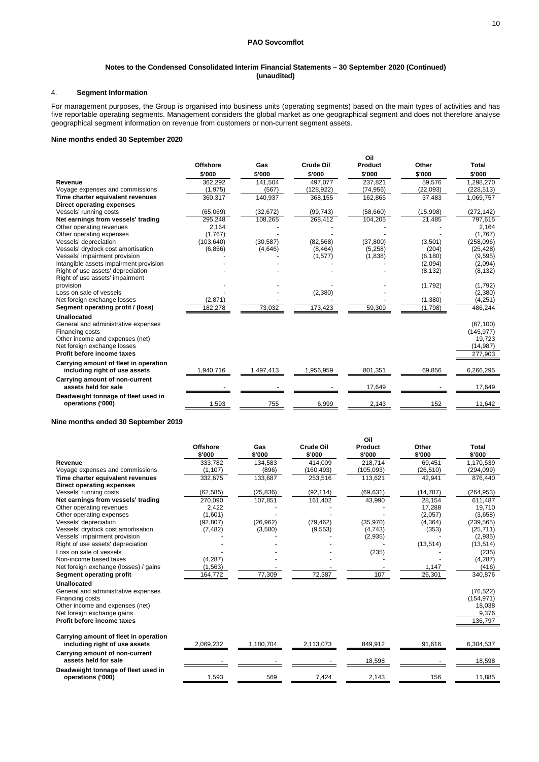**PAO Sovcomflot**

**Notes to the Condensed Consolidated Interim Financial Statements – 30 September 2020 (Continued) (unaudited)**

## 4. Segment Information

For management purposes, the Group is organised into business units (operating segments) based on the main types of activities and has five reportable operating segments. Management considers the global market as one geographical segment and does not therefore analyse geographical segment information on revenue from customers or non-current segment assets.

### Nine months ended 30 September 2020

| | Offshore | Gas | Crude Oil | Oil Product | Other | Total |
|---|---|---|---|---|---|---|
| | $'000 | $'000 | $'000 | $'000 | $'000 | $'000 |
| **Revenue** | 362,292 | 141,504 | 497,077 | 237,821 | 59,576 | 1,298,270 |
| Voyage expenses and commissions | (1,975) | (567) | (128,922) | (74,956) | (22,093) | (228,513) |
| **Time charter equivalent revenues** | 360,317 | 140,937 | 368,155 | 162,865 | 37,483 | 1,069,757 |
| **Direct operating expenses** | | | | | | |
| Vessels' running costs | (65,069) | (32,672) | (99,743) | (58,660) | (15,998) | (272,142) |
| **Net earnings from vessels' trading** | 295,248 | 108,265 | 268,412 | 104,205 | 21,485 | 797,615 |
| Other operating revenues | 2,164 | - | - | - | - | 2,164 |
| Other operating expenses | (1,767) | - | - | - | - | (1,767) |
| Vessels' depreciation | (103,640) | (30,587) | (82,568) | (37,800) | (3,501) | (258,096) |
| Vessels' drydock cost amortisation | (6,856) | (4,646) | (8,464) | (5,258) | (204) | (25,428) |
| Vessels' impairment provision | - | - | (1,577) | (1,838) | (6,180) | (9,595) |
| Intangible assets impairment provision | - | - | - | - | (2,094) | (2,094) |
| Right of use assets' depreciation | - | - | - | - | (8,132) | (8,132) |
| Right of use assets' impairment provision | - | - | - | - | (1,792) | (1,792) |
| Loss on sale of vessels | - | - | (2,380) | - | - | (2,380) |
| Net foreign exchange losses | (2,871) | - | - | - | (1,380) | (4,251) |
| **Segment operating profit / (loss)** | 182,278 | 73,032 | 173,423 | 59,309 | (1,798) | 486,244 |
| **Unallocated** | | | | | | |
| General and administrative expenses | | | | | | (67,100) |
| Financing costs | | | | | | (145,977) |
| Other income and expenses (net) | | | | | | 19,723 |
| Net foreign exchange losses | | | | | | (14,987) |
| **Profit before income taxes** | | | | | | 277,903 |
| **Carrying amount of fleet in operation including right of use assets** | 1,940,716 | 1,497,413 | 1,956,959 | 801,351 | 69,856 | 6,266,295 |
| **Carrying amount of non-current assets held for sale** | - | - | - | 17,649 | - | 17,649 |
| **Deadweight tonnage of fleet used in operations ('000)** | 1,593 | 755 | 6,999 | 2,143 | 152 | 11,642 |

### Nine months ended 30 September 2019

| | Offshore | Gas | Crude Oil | Oil Product | Other | Total |
|---|---|---|---|---|---|---|
| | $'000 | $'000 | $'000 | $'000 | $'000 | $'000 |
| **Revenue** | 333,782 | 134,583 | 414,009 | 218,714 | 69,451 | 1,170,539 |
| Voyage expenses and commissions | (1,107) | (896) | (160,493) | (105,093) | (26,510) | (294,099) |
| **Time charter equivalent revenues** | 332,675 | 133,687 | 253,516 | 113,621 | 42,941 | 876,440 |
| **Direct operating expenses** | | | | | | |
| Vessels' running costs | (62,585) | (25,836) | (92,114) | (69,631) | (14,787) | (264,953) |
| **Net earnings from vessels' trading** | 270,090 | 107,851 | 161,402 | 43,990 | 28,154 | 611,487 |
| Other operating revenues | 2,422 | - | - | - | 17,288 | 19,710 |
| Other operating expenses | (1,601) | - | - | - | (2,057) | (3,658) |
| Vessels' depreciation | (92,807) | (26,962) | (79,462) | (35,970) | (4,364) | (239,565) |
| Vessels' drydock cost amortisation | (7,482) | (3,580) | (9,553) | (4,743) | (353) | (25,711) |
| Vessels' impairment provision | - | - | - | (2,935) | - | (2,935) |
| Right of use assets' depreciation | - | - | - | - | (13,514) | (13,514) |
| Loss on sale of vessels | - | - | - | (235) | - | (235) |
| Non-income based taxes | (4,287) | - | - | - | - | (4,287) |
| Net foreign exchange (losses) / gains | (1,563) | - | - | - | 1,147 | (416) |
| **Segment operating profit** | 164,772 | 77,309 | 72,387 | 107 | 26,301 | 340,876 |
| **Unallocated** | | | | | | |
| General and administrative expenses | | | | | | (76,522) |
| Financing costs | | | | | | (154,971) |
| Other income and expenses (net) | | | | | | 18,038 |
| Net foreign exchange gains | | | | | | 9,376 |
| **Profit before income taxes** | | | | | | 136,797 |
| **Carrying amount of fleet in operation including right of use assets** | 2,069,232 | 1,180,704 | 2,113,073 | 849,912 | 91,616 | 6,304,537 |
| **Carrying amount of non-current assets held for sale** | - | - | - | 18,598 | - | 18,598 |
| **Deadweight tonnage of fleet used in operations ('000)** | 1,593 | 569 | 7,424 | 2,143 | 156 | 11,885 |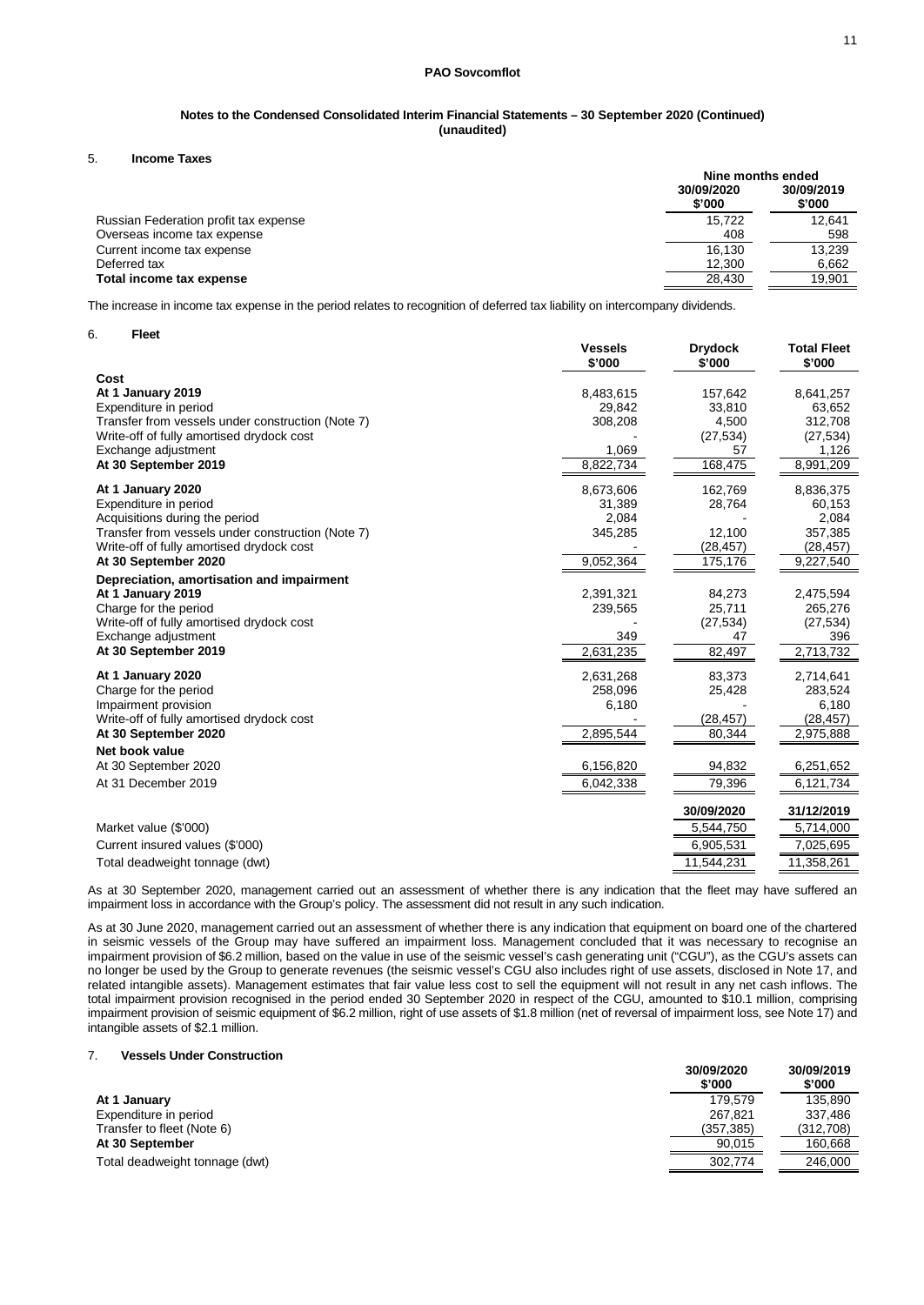**PAO Sovcomflot**

**Notes to the Condensed Consolidated Interim Financial Statements – 30 September 2020 (Continued) (unaudited)**

## 5. Income Taxes

| | Nine months ended | |
|---|---|---|
| | 30/09/2020 \$'000 | 30/09/2019 \$'000 |
| Russian Federation profit tax expense | 15,722 | 12,641 |
| Overseas income tax expense | 408 | 598 |
| Current income tax expense | 16,130 | 13,239 |
| Deferred tax | 12,300 | 6,662 |
| **Total income tax expense** | 28,430 | 19,901 |

The increase in income tax expense in the period relates to recognition of deferred tax liability on intercompany dividends.

## 6. Fleet

| | Vessels \$'000 | Drydock \$'000 | Total Fleet \$'000 |
|---|---|---|---|
| **Cost** | | | |
| **At 1 January 2019** | 8,483,615 | 157,642 | 8,641,257 |
| Expenditure in period | 29,842 | 33,810 | 63,652 |
| Transfer from vessels under construction (Note 7) | 308,208 | 4,500 | 312,708 |
| Write-off of fully amortised drydock cost | - | (27,534) | (27,534) |
| Exchange adjustment | 1,069 | 57 | 1,126 |
| **At 30 September 2019** | 8,822,734 | 168,475 | 8,991,209 |
| **At 1 January 2020** | 8,673,606 | 162,769 | 8,836,375 |
| Expenditure in period | 31,389 | 28,764 | 60,153 |
| Acquisitions during the period | 2,084 | - | 2,084 |
| Transfer from vessels under construction (Note 7) | 345,285 | 12,100 | 357,385 |
| Write-off of fully amortised drydock cost | - | (28,457) | (28,457) |
| **At 30 September 2020** | 9,052,364 | 175,176 | 9,227,540 |
| **Depreciation, amortisation and impairment** | | | |
| **At 1 January 2019** | 2,391,321 | 84,273 | 2,475,594 |
| Charge for the period | 239,565 | 25,711 | 265,276 |
| Write-off of fully amortised drydock cost | - | (27,534) | (27,534) |
| Exchange adjustment | 349 | 47 | 396 |
| **At 30 September 2019** | 2,631,235 | 82,497 | 2,713,732 |
| **At 1 January 2020** | 2,631,268 | 83,373 | 2,714,641 |
| Charge for the period | 258,096 | 25,428 | 283,524 |
| Impairment provision | 6,180 | - | 6,180 |
| Write-off of fully amortised drydock cost | - | (28,457) | (28,457) |
| **At 30 September 2020** | 2,895,544 | 80,344 | 2,975,888 |
| **Net book value** | | | |
| At 30 September 2020 | 6,156,820 | 94,832 | 6,251,652 |
| At 31 December 2019 | 6,042,338 | 79,396 | 6,121,734 |

| | 30/09/2020 | 31/12/2019 |
|---|---|---|
| Market value (\$'000) | 5,544,750 | 5,714,000 |
| Current insured values (\$'000) | 6,905,531 | 7,025,695 |
| Total deadweight tonnage (dwt) | 11,544,231 | 11,358,261 |

As at 30 September 2020, management carried out an assessment of whether there is any indication that the fleet may have suffered an impairment loss in accordance with the Group's policy. The assessment did not result in any such indication.

As at 30 June 2020, management carried out an assessment of whether there is any indication that equipment on board one of the chartered in seismic vessels of the Group may have suffered an impairment loss. Management concluded that it was necessary to recognise an impairment provision of \$6.2 million, based on the value in use of the seismic vessel's cash generating unit ("CGU"), as the CGU's assets can no longer be used by the Group to generate revenues (the seismic vessel's CGU also includes right of use assets, disclosed in Note 17, and related intangible assets). Management estimates that fair value less cost to sell the equipment will not result in any net cash inflows. The total impairment provision recognised in the period ended 30 September 2020 in respect of the CGU, amounted to \$10.1 million, comprising impairment provision of seismic equipment of \$6.2 million, right of use assets of \$1.8 million (net of reversal of impairment loss, see Note 17) and intangible assets of \$2.1 million.

## 7. Vessels Under Construction

| | 30/09/2020 \$'000 | 30/09/2019 \$'000 |
|---|---|---|
| **At 1 January** | 179,579 | 135,890 |
| Expenditure in period | 267,821 | 337,486 |
| Transfer to fleet (Note 6) | (357,385) | (312,708) |
| **At 30 September** | 90,015 | 160,668 |
| Total deadweight tonnage (dwt) | 302,774 | 246,000 |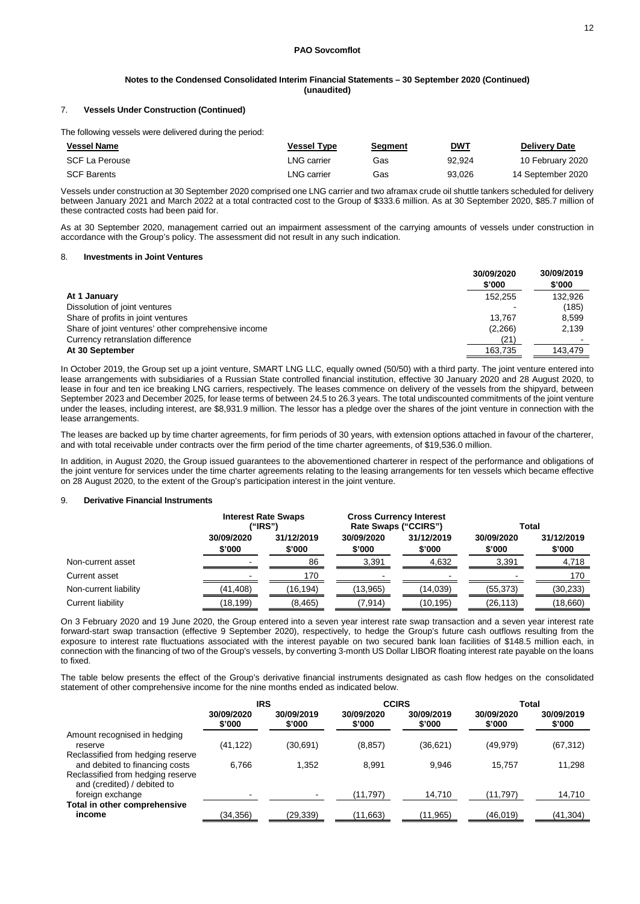**PAO Sovcomflot**

**Notes to the Condensed Consolidated Interim Financial Statements – 30 September 2020 (Continued)**
**(unaudited)**

### 7. Vessels Under Construction (Continued)

The following vessels were delivered during the period:

| Vessel Name | Vessel Type | Segment | DWT | Delivery Date |
|---|---|---|---|---|
| SCF La Perouse | LNG carrier | Gas | 92,924 | 10 February 2020 |
| SCF Barents | LNG carrier | Gas | 93,026 | 14 September 2020 |

Vessels under construction at 30 September 2020 comprised one LNG carrier and two aframax crude oil shuttle tankers scheduled for delivery between January 2021 and March 2022 at a total contracted cost to the Group of $333.6 million. As at 30 September 2020, $85.7 million of these contracted costs had been paid for.

As at 30 September 2020, management carried out an impairment assessment of the carrying amounts of vessels under construction in accordance with the Group's policy. The assessment did not result in any such indication.

### 8. Investments in Joint Ventures

| | 30/09/2020 $'000 | 30/09/2019 $'000 |
|---|---|---|
| **At 1 January** | 152,255 | 132,926 |
| Dissolution of joint ventures | - | (185) |
| Share of profits in joint ventures | 13,767 | 8,599 |
| Share of joint ventures' other comprehensive income | (2,266) | 2,139 |
| Currency retranslation difference | (21) | - |
| **At 30 September** | 163,735 | 143,479 |

In October 2019, the Group set up a joint venture, SMART LNG LLC, equally owned (50/50) with a third party. The joint venture entered into lease arrangements with subsidiaries of a Russian State controlled financial institution, effective 30 January 2020 and 28 August 2020, to lease in four and ten ice breaking LNG carriers, respectively. The leases commence on delivery of the vessels from the shipyard, between September 2023 and December 2025, for lease terms of between 24.5 to 26.3 years. The total undiscounted commitments of the joint venture under the leases, including interest, are $8,931.9 million. The lessor has a pledge over the shares of the joint venture in connection with the lease arrangements.

The leases are backed up by time charter agreements, for firm periods of 30 years, with extension options attached in favour of the charterer, and with total receivable under contracts over the firm period of the time charter agreements, of $19,536.0 million.

In addition, in August 2020, the Group issued guarantees to the abovementioned charterer in respect of the performance and obligations of the joint venture for services under the time charter agreements relating to the leasing arrangements for ten vessels which became effective on 28 August 2020, to the extent of the Group's participation interest in the joint venture.

### 9. Derivative Financial Instruments

| | Interest Rate Swaps ("IRS") | | Cross Currency Interest Rate Swaps ("CCIRS") | | Total | |
|---|---|---|---|---|---|---|
| | 30/09/2020 $'000 | 31/12/2019 $'000 | 30/09/2020 $'000 | 31/12/2019 $'000 | 30/09/2020 $'000 | 31/12/2019 $'000 |
| Non-current asset | - | 86 | 3,391 | 4,632 | 3,391 | 4,718 |
| Current asset | - | 170 | - | - | - | 170 |
| Non-current liability | (41,408) | (16,194) | (13,965) | (14,039) | (55,373) | (30,233) |
| Current liability | (18,199) | (8,465) | (7,914) | (10,195) | (26,113) | (18,660) |

On 3 February 2020 and 19 June 2020, the Group entered into a seven year interest rate swap transaction and a seven year interest rate forward-start swap transaction (effective 9 September 2020), respectively, to hedge the Group's future cash outflows resulting from the exposure to interest rate fluctuations associated with the interest payable on two secured bank loan facilities of $148.5 million each, in connection with the financing of two of the Group's vessels, by converting 3-month US Dollar LIBOR floating interest rate payable on the loans to fixed.

The table below presents the effect of the Group's derivative financial instruments designated as cash flow hedges on the consolidated statement of other comprehensive income for the nine months ended as indicated below.

| | IRS | | CCIRS | | Total | |
|---|---|---|---|---|---|---|
| | 30/09/2020 $'000 | 30/09/2019 $'000 | 30/09/2020 $'000 | 30/09/2019 $'000 | 30/09/2020 $'000 | 30/09/2019 $'000 |
| Amount recognised in hedging reserve | (41,122) | (30,691) | (8,857) | (36,621) | (49,979) | (67,312) |
| Reclassified from hedging reserve and debited to financing costs | 6,766 | 1,352 | 8,991 | 9,946 | 15,757 | 11,298 |
| Reclassified from hedging reserve and (credited) / debited to foreign exchange | - | - | (11,797) | 14,710 | (11,797) | 14,710 |
| **Total in other comprehensive income** | (34,356) | (29,339) | (11,663) | (11,965) | (46,019) | (41,304) |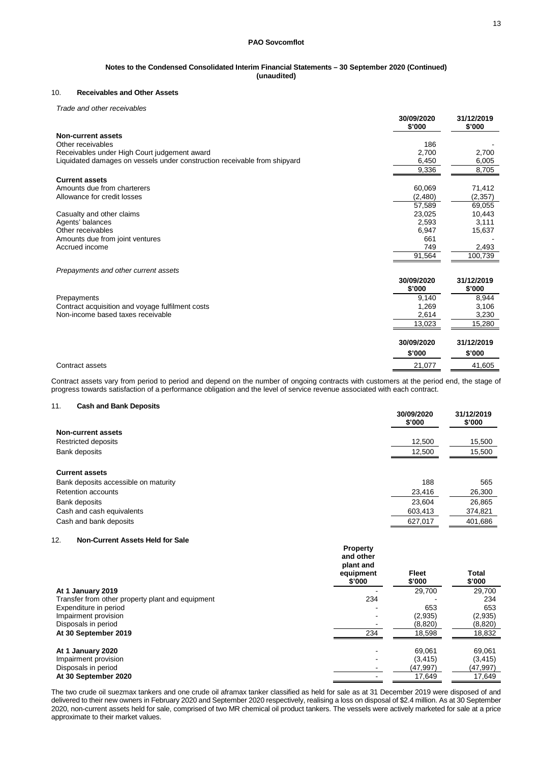**PAO Sovcomflot**

**Notes to the Condensed Consolidated Interim Financial Statements – 30 September 2020 (Continued)**
**(unaudited)**

## 10. Receivables and Other Assets

*Trade and other receivables*

| | 30/09/2020 $'000 | 31/12/2019 $'000 |
|---|---|---|
| **Non-current assets** | | |
| Other receivables | 186 | - |
| Receivables under High Court judgement award | 2,700 | 2,700 |
| Liquidated damages on vessels under construction receivable from shipyard | 6,450 | 6,005 |
| | 9,336 | 8,705 |
| **Current assets** | | |
| Amounts due from charterers | 60,069 | 71,412 |
| Allowance for credit losses | (2,480) | (2,357) |
| | 57,589 | 69,055 |
| Casualty and other claims | 23,025 | 10,443 |
| Agents' balances | 2,593 | 3,111 |
| Other receivables | 6,947 | 15,637 |
| Amounts due from joint ventures | 661 | - |
| Accrued income | 749 | 2,493 |
| | 91,564 | 100,739 |

*Prepayments and other current assets*

| | 30/09/2020 $'000 | 31/12/2019 $'000 |
|---|---|---|
| Prepayments | 9,140 | 8,944 |
| Contract acquisition and voyage fulfilment costs | 1,269 | 3,106 |
| Non-income based taxes receivable | 2,614 | 3,230 |
| | 13,023 | 15,280 |

| | 30/09/2020 $'000 | 31/12/2019 $'000 |
|---|---|---|
| Contract assets | 21,077 | 41,605 |

Contract assets vary from period to period and depend on the number of ongoing contracts with customers at the period end, the stage of progress towards satisfaction of a performance obligation and the level of service revenue associated with each contract.

## 11. Cash and Bank Deposits

| | 30/09/2020 $'000 | 31/12/2019 $'000 |
|---|---|---|
| **Non-current assets** | | |
| Restricted deposits | 12,500 | 15,500 |
| Bank deposits | 12,500 | 15,500 |
| **Current assets** | | |
| Bank deposits accessible on maturity | 188 | 565 |
| Retention accounts | 23,416 | 26,300 |
| Bank deposits | 23,604 | 26,865 |
| Cash and cash equivalents | 603,413 | 374,821 |
| Cash and bank deposits | 627,017 | 401,686 |

## 12. Non-Current Assets Held for Sale

| | Property and other plant and equipment $'000 | Fleet $'000 | Total $'000 |
|---|---|---|---|
| **At 1 January 2019** | - | 29,700 | 29,700 |
| Transfer from other property plant and equipment | 234 | - | 234 |
| Expenditure in period | - | 653 | 653 |
| Impairment provision | - | (2,935) | (2,935) |
| Disposals in period | - | (8,820) | (8,820) |
| **At 30 September 2019** | 234 | 18,598 | 18,832 |
| **At 1 January 2020** | - | 69,061 | 69,061 |
| Impairment provision | - | (3,415) | (3,415) |
| Disposals in period | - | (47,997) | (47,997) |
| **At 30 September 2020** | - | 17,649 | 17,649 |

The two crude oil suezmax tankers and one crude oil aframax tanker classified as held for sale as at 31 December 2019 were disposed of and delivered to their new owners in February 2020 and September 2020 respectively, realising a loss on disposal of $2.4 million. As at 30 September 2020, non-current assets held for sale, comprised of two MR chemical oil product tankers. The vessels were actively marketed for sale at a price approximate to their market values.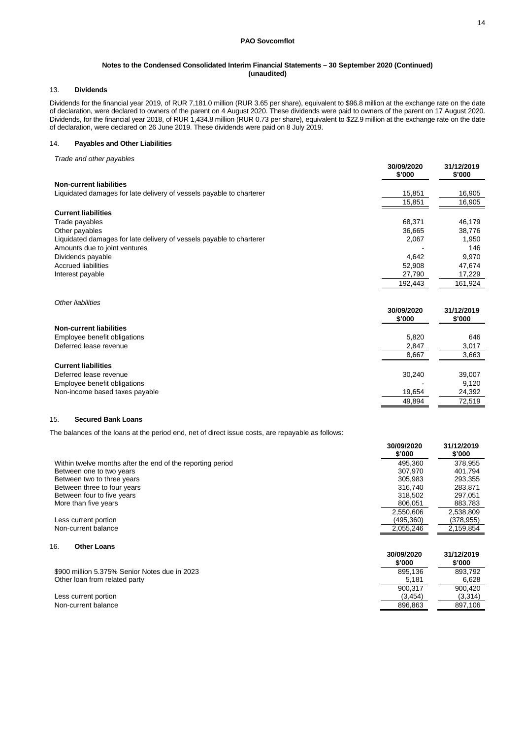**PAO Sovcomflot**

**Notes to the Condensed Consolidated Interim Financial Statements – 30 September 2020 (Continued) (unaudited)**

## 13. Dividends

Dividends for the financial year 2019, of RUR 7,181.0 million (RUR 3.65 per share), equivalent to $96.8 million at the exchange rate on the date of declaration, were declared to owners of the parent on 4 August 2020. These dividends were paid to owners of the parent on 17 August 2020. Dividends, for the financial year 2018, of RUR 1,434.8 million (RUR 0.73 per share), equivalent to $22.9 million at the exchange rate on the date of declaration, were declared on 26 June 2019. These dividends were paid on 8 July 2019.

## 14. Payables and Other Liabilities

*Trade and other payables*

| | 30/09/2020 $'000 | 31/12/2019 $'000 |
|---|---|---|
| **Non-current liabilities** | | |
| Liquidated damages for late delivery of vessels payable to charterer | 15,851 | 16,905 |
| | 15,851 | 16,905 |
| **Current liabilities** | | |
| Trade payables | 68,371 | 46,179 |
| Other payables | 36,665 | 38,776 |
| Liquidated damages for late delivery of vessels payable to charterer | 2,067 | 1,950 |
| Amounts due to joint ventures | - | 146 |
| Dividends payable | 4,642 | 9,970 |
| Accrued liabilities | 52,908 | 47,674 |
| Interest payable | 27,790 | 17,229 |
| | 192,443 | 161,924 |

*Other liabilities*

| | 30/09/2020 $'000 | 31/12/2019 $'000 |
|---|---|---|
| **Non-current liabilities** | | |
| Employee benefit obligations | 5,820 | 646 |
| Deferred lease revenue | 2,847 | 3,017 |
| | 8,667 | 3,663 |
| **Current liabilities** | | |
| Deferred lease revenue | 30,240 | 39,007 |
| Employee benefit obligations | - | 9,120 |
| Non-income based taxes payable | 19,654 | 24,392 |
| | 49,894 | 72,519 |

## 15. Secured Bank Loans

The balances of the loans at the period end, net of direct issue costs, are repayable as follows:

| | 30/09/2020 $'000 | 31/12/2019 $'000 |
|---|---|---|
| Within twelve months after the end of the reporting period | 495,360 | 378,955 |
| Between one to two years | 307,970 | 401,794 |
| Between two to three years | 305,983 | 293,355 |
| Between three to four years | 316,740 | 283,871 |
| Between four to five years | 318,502 | 297,051 |
| More than five years | 806,051 | 883,783 |
| | 2,550,606 | 2,538,809 |
| Less current portion | (495,360) | (378,955) |
| Non-current balance | 2,055,246 | 2,159,854 |

## 16. Other Loans

| | 30/09/2020 $'000 | 31/12/2019 $'000 |
|---|---|---|
| $900 million 5.375% Senior Notes due in 2023 | 895,136 | 893,792 |
| Other loan from related party | 5,181 | 6,628 |
| | 900,317 | 900,420 |
| Less current portion | (3,454) | (3,314) |
| Non-current balance | 896,863 | 897,106 |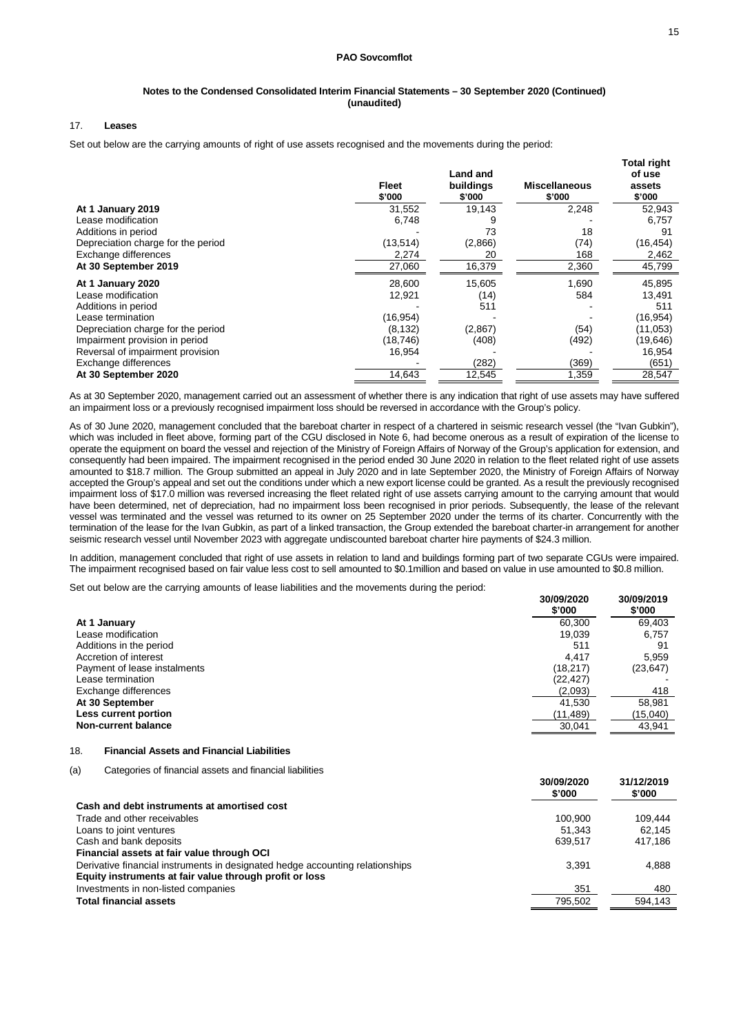**PAO Sovcomflot**

**Notes to the Condensed Consolidated Interim Financial Statements – 30 September 2020 (Continued) (unaudited)**

## 17. Leases

Set out below are the carrying amounts of right of use assets recognised and the movements during the period:

| | Fleet $'000 | Land and buildings $'000 | Miscellaneous $'000 | Total right of use assets $'000 |
|---|---|---|---|---|
| **At 1 January 2019** | 31,552 | 19,143 | 2,248 | 52,943 |
| Lease modification | 6,748 | 9 | - | 6,757 |
| Additions in period | - | 73 | 18 | 91 |
| Depreciation charge for the period | (13,514) | (2,866) | (74) | (16,454) |
| Exchange differences | 2,274 | 20 | 168 | 2,462 |
| **At 30 September 2019** | 27,060 | 16,379 | 2,360 | 45,799 |
| **At 1 January 2020** | 28,600 | 15,605 | 1,690 | 45,895 |
| Lease modification | 12,921 | (14) | 584 | 13,491 |
| Additions in period | - | 511 | - | 511 |
| Lease termination | (16,954) | - | - | (16,954) |
| Depreciation charge for the period | (8,132) | (2,867) | (54) | (11,053) |
| Impairment provision in period | (18,746) | (408) | (492) | (19,646) |
| Reversal of impairment provision | 16,954 | - | - | 16,954 |
| Exchange differences | - | (282) | (369) | (651) |
| **At 30 September 2020** | 14,643 | 12,545 | 1,359 | 28,547 |

As at 30 September 2020, management carried out an assessment of whether there is any indication that right of use assets may have suffered an impairment loss or a previously recognised impairment loss should be reversed in accordance with the Group's policy.

As of 30 June 2020, management concluded that the bareboat charter in respect of a chartered in seismic research vessel (the "Ivan Gubkin"), which was included in fleet above, forming part of the CGU disclosed in Note 6, had become onerous as a result of expiration of the license to operate the equipment on board the vessel and rejection of the Ministry of Foreign Affairs of Norway of the Group's application for extension, and consequently had been impaired. The impairment recognised in the period ended 30 June 2020 in relation to the fleet related right of use assets amounted to $18.7 million. The Group submitted an appeal in July 2020 and in late September 2020, the Ministry of Foreign Affairs of Norway accepted the Group's appeal and set out the conditions under which a new export license could be granted. As a result the previously recognised impairment loss of $17.0 million was reversed increasing the fleet related right of use assets carrying amount to the carrying amount that would have been determined, net of depreciation, had no impairment loss been recognised in prior periods. Subsequently, the lease of the relevant vessel was terminated and the vessel was returned to its owner on 25 September 2020 under the terms of its charter. Concurrently with the termination of the lease for the Ivan Gubkin, as part of a linked transaction, the Group extended the bareboat charter-in arrangement for another seismic research vessel until November 2023 with aggregate undiscounted bareboat charter hire payments of $24.3 million.

In addition, management concluded that right of use assets in relation to land and buildings forming part of two separate CGUs were impaired. The impairment recognised based on fair value less cost to sell amounted to $0.1million and based on value in use amounted to $0.8 million.

Set out below are the carrying amounts of lease liabilities and the movements during the period:

| | 30/09/2020 $'000 | 30/09/2019 $'000 |
|---|---|---|
| **At 1 January** | 60,300 | 69,403 |
| Lease modification | 19,039 | 6,757 |
| Additions in the period | 511 | 91 |
| Accretion of interest | 4,417 | 5,959 |
| Payment of lease instalments | (18,217) | (23,647) |
| Lease termination | (22,427) | - |
| Exchange differences | (2,093) | 418 |
| **At 30 September** | 41,530 | 58,981 |
| **Less current portion** | (11,489) | (15,040) |
| **Non-current balance** | 30,041 | 43,941 |

## 18. Financial Assets and Financial Liabilities

(a) Categories of financial assets and financial liabilities

| | 30/09/2020 $'000 | 31/12/2019 $'000 |
|---|---|---|
| **Cash and debt instruments at amortised cost** | | |
| Trade and other receivables | 100,900 | 109,444 |
| Loans to joint ventures | 51,343 | 62,145 |
| Cash and bank deposits | 639,517 | 417,186 |
| **Financial assets at fair value through OCI** | | |
| Derivative financial instruments in designated hedge accounting relationships | 3,391 | 4,888 |
| **Equity instruments at fair value through profit or loss** | | |
| Investments in non-listed companies | 351 | 480 |
| **Total financial assets** | 795,502 | 594,143 |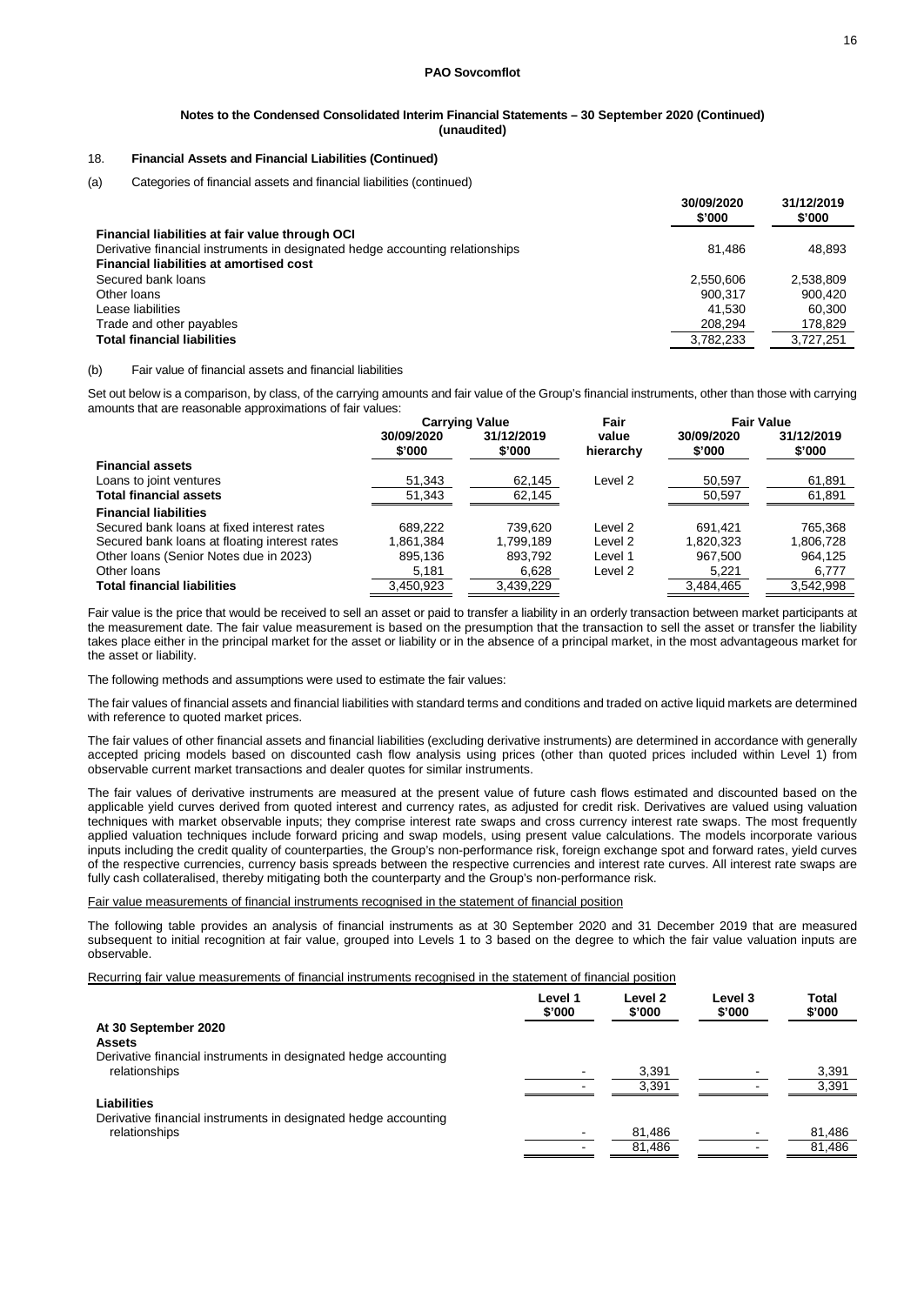**PAO Sovcomflot**

**Notes to the Condensed Consolidated Interim Financial Statements – 30 September 2020 (Continued) (unaudited)**

## 18. Financial Assets and Financial Liabilities (Continued)

(a) Categories of financial assets and financial liabilities (continued)

| | 30/09/2020 $'000 | 31/12/2019 $'000 |
|---|---|---|
| **Financial liabilities at fair value through OCI** | | |
| Derivative financial instruments in designated hedge accounting relationships | 81,486 | 48,893 |
| **Financial liabilities at amortised cost** | | |
| Secured bank loans | 2,550,606 | 2,538,809 |
| Other loans | 900,317 | 900,420 |
| Lease liabilities | 41,530 | 60,300 |
| Trade and other payables | 208,294 | 178,829 |
| **Total financial liabilities** | 3,782,233 | 3,727,251 |

(b) Fair value of financial assets and financial liabilities

Set out below is a comparison, by class, of the carrying amounts and fair value of the Group's financial instruments, other than those with carrying amounts that are reasonable approximations of fair values:

| | Carrying Value | | Fair value hierarchy | Fair Value | |
|---|---|---|---|---|---|
| | 30/09/2020 $'000 | 31/12/2019 $'000 | | 30/09/2020 $'000 | 31/12/2019 $'000 |
| **Financial assets** | | | | | |
| Loans to joint ventures | 51,343 | 62,145 | Level 2 | 50,597 | 61,891 |
| **Total financial assets** | 51,343 | 62,145 | | 50,597 | 61,891 |
| **Financial liabilities** | | | | | |
| Secured bank loans at fixed interest rates | 689,222 | 739,620 | Level 2 | 691,421 | 765,368 |
| Secured bank loans at floating interest rates | 1,861,384 | 1,799,189 | Level 2 | 1,820,323 | 1,806,728 |
| Other loans (Senior Notes due in 2023) | 895,136 | 893,792 | Level 1 | 967,500 | 964,125 |
| Other loans | 5,181 | 6,628 | Level 2 | 5,221 | 6,777 |
| **Total financial liabilities** | 3,450,923 | 3,439,229 | | 3,484,465 | 3,542,998 |

Fair value is the price that would be received to sell an asset or paid to transfer a liability in an orderly transaction between market participants at the measurement date. The fair value measurement is based on the presumption that the transaction to sell the asset or transfer the liability takes place either in the principal market for the asset or liability or in the absence of a principal market, in the most advantageous market for the asset or liability.

The following methods and assumptions were used to estimate the fair values:

The fair values of financial assets and financial liabilities with standard terms and conditions and traded on active liquid markets are determined with reference to quoted market prices.

The fair values of other financial assets and financial liabilities (excluding derivative instruments) are determined in accordance with generally accepted pricing models based on discounted cash flow analysis using prices (other than quoted prices included within Level 1) from observable current market transactions and dealer quotes for similar instruments.

The fair values of derivative instruments are measured at the present value of future cash flows estimated and discounted based on the applicable yield curves derived from quoted interest and currency rates, as adjusted for credit risk. Derivatives are valued using valuation techniques with market observable inputs; they comprise interest rate swaps and cross currency interest rate swaps. The most frequently applied valuation techniques include forward pricing and swap models, using present value calculations. The models incorporate various inputs including the credit quality of counterparties, the Group's non-performance risk, foreign exchange spot and forward rates, yield curves of the respective currencies, currency basis spreads between the respective currencies and interest rate curves. All interest rate swaps are fully cash collateralised, thereby mitigating both the counterparty and the Group's non-performance risk.

Fair value measurements of financial instruments recognised in the statement of financial position

The following table provides an analysis of financial instruments as at 30 September 2020 and 31 December 2019 that are measured subsequent to initial recognition at fair value, grouped into Levels 1 to 3 based on the degree to which the fair value valuation inputs are observable.

Recurring fair value measurements of financial instruments recognised in the statement of financial position

| | Level 1 $'000 | Level 2 $'000 | Level 3 $'000 | Total $'000 |
|---|---|---|---|---|
| **At 30 September 2020** | | | | |
| **Assets** | | | | |
| Derivative financial instruments in designated hedge accounting relationships | - | 3,391 | - | 3,391 |
| | - | 3,391 | - | 3,391 |
| **Liabilities** | | | | |
| Derivative financial instruments in designated hedge accounting relationships | - | 81,486 | - | 81,486 |
| | - | 81,486 | - | 81,486 |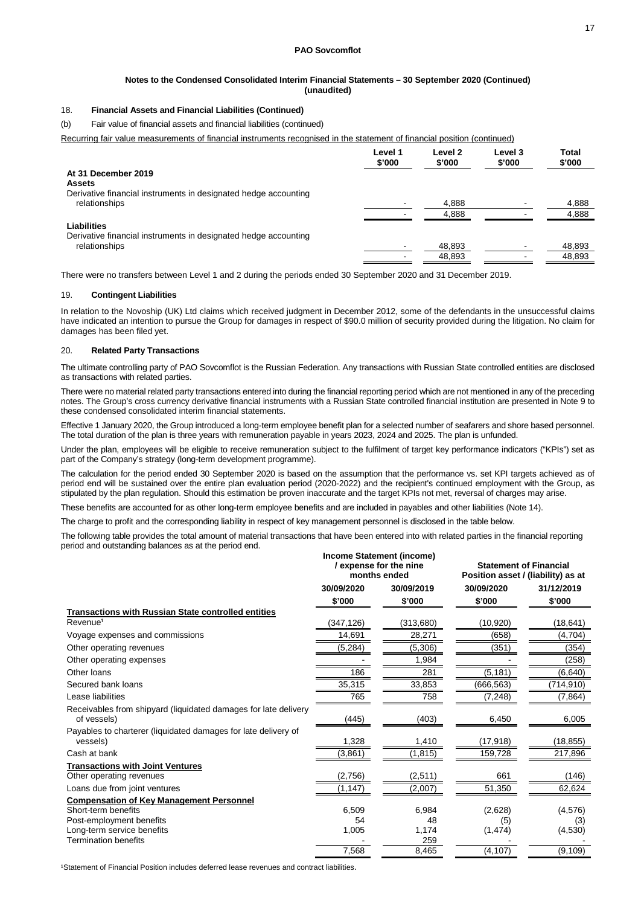**PAO Sovcomflot**

**Notes to the Condensed Consolidated Interim Financial Statements – 30 September 2020 (Continued)**
**(unaudited)**

## 18. Financial Assets and Financial Liabilities (Continued)

(b) Fair value of financial assets and financial liabilities (continued)

Recurring fair value measurements of financial instruments recognised in the statement of financial position (continued)

| | Level 1 $'000 | Level 2 $'000 | Level 3 $'000 | Total $'000 |
|---|---|---|---|---|
| **At 31 December 2019** | | | | |
| **Assets** | | | | |
| Derivative financial instruments in designated hedge accounting relationships | - | 4,888 | - | 4,888 |
| | - | 4,888 | - | 4,888 |
| **Liabilities** | | | | |
| Derivative financial instruments in designated hedge accounting relationships | - | 48,893 | - | 48,893 |
| | - | 48,893 | - | 48,893 |

There were no transfers between Level 1 and 2 during the periods ended 30 September 2020 and 31 December 2019.

## 19. Contingent Liabilities

In relation to the Novoship (UK) Ltd claims which received judgment in December 2012, some of the defendants in the unsuccessful claims have indicated an intention to pursue the Group for damages in respect of $90.0 million of security provided during the litigation. No claim for damages has been filed yet.

## 20. Related Party Transactions

The ultimate controlling party of PAO Sovcomflot is the Russian Federation. Any transactions with Russian State controlled entities are disclosed as transactions with related parties.

There were no material related party transactions entered into during the financial reporting period which are not mentioned in any of the preceding notes. The Group's cross currency derivative financial instruments with a Russian State controlled financial institution are presented in Note 9 to these condensed consolidated interim financial statements.

Effective 1 January 2020, the Group introduced a long-term employee benefit plan for a selected number of seafarers and shore based personnel. The total duration of the plan is three years with remuneration payable in years 2023, 2024 and 2025. The plan is unfunded.

Under the plan, employees will be eligible to receive remuneration subject to the fulfilment of target key performance indicators ("KPIs") set as part of the Company's strategy (long-term development programme).

The calculation for the period ended 30 September 2020 is based on the assumption that the performance vs. set KPI targets achieved as of period end will be sustained over the entire plan evaluation period (2020-2022) and the recipient's continued employment with the Group, as stipulated by the plan regulation. Should this estimation be proven inaccurate and the target KPIs not met, reversal of charges may arise.

These benefits are accounted for as other long-term employee benefits and are included in payables and other liabilities (Note 14).

The charge to profit and the corresponding liability in respect of key management personnel is disclosed in the table below.

The following table provides the total amount of material transactions that have been entered into with related parties in the financial reporting period and outstanding balances as at the period end.

| | Income Statement (income) / expense for the nine months ended | | Statement of Financial Position asset / (liability) as at | |
|---|---|---|---|---|
| | 30/09/2020 | 30/09/2019 | 30/09/2020 | 31/12/2019 |
| | $'000 | $'000 | $'000 | $'000 |
| **Transactions with Russian State controlled entities** | | | | |
| Revenue[1] | (347,126) | (313,680) | (10,920) | (18,641) |
| Voyage expenses and commissions | 14,691 | 28,271 | (658) | (4,704) |
| Other operating revenues | (5,284) | (5,306) | (351) | (354) |
| Other operating expenses | - | 1,984 | - | (258) |
| Other loans | 186 | 281 | (5,181) | (6,640) |
| Secured bank loans | 35,315 | 33,853 | (666,563) | (714,910) |
| Lease liabilities | 765 | 758 | (7,248) | (7,864) |
| Receivables from shipyard (liquidated damages for late delivery of vessels) | (445) | (403) | 6,450 | 6,005 |
| Payables to charterer (liquidated damages for late delivery of vessels) | 1,328 | 1,410 | (17,918) | (18,855) |
| Cash at bank | (3,861) | (1,815) | 159,728 | 217,896 |
| **Transactions with Joint Ventures** | | | | |
| Other operating revenues | (2,756) | (2,511) | 661 | (146) |
| Loans due from joint ventures | (1,147) | (2,007) | 51,350 | 62,624 |
| **Compensation of Key Management Personnel** | | | | |
| Short-term benefits | 6,509 | 6,984 | (2,628) | (4,576) |
| Post-employment benefits | 54 | 48 | (5) | (3) |
| Long-term service benefits | 1,005 | 1,174 | (1,474) | (4,530) |
| Termination benefits | - | 259 | - | - |
| | 7,568 | 8,465 | (4,107) | (9,109) |

[1]Statement of Financial Position includes deferred lease revenues and contract liabilities.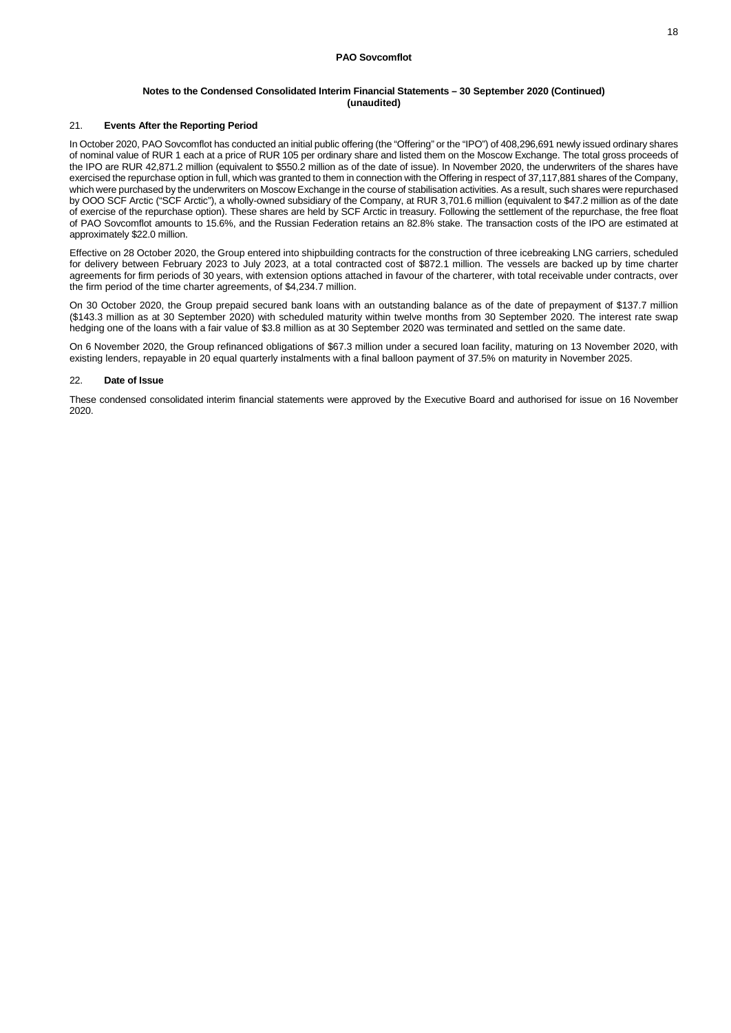**PAO Sovcomflot**

**Notes to the Condensed Consolidated Interim Financial Statements – 30 September 2020 (Continued) (unaudited)**

## 21. Events After the Reporting Period

In October 2020, PAO Sovcomflot has conducted an initial public offering (the "Offering" or the "IPO") of 408,296,691 newly issued ordinary shares of nominal value of RUR 1 each at a price of RUR 105 per ordinary share and listed them on the Moscow Exchange. The total gross proceeds of the IPO are RUR 42,871.2 million (equivalent to $550.2 million as of the date of issue). In November 2020, the underwriters of the shares have exercised the repurchase option in full, which was granted to them in connection with the Offering in respect of 37,117,881 shares of the Company, which were purchased by the underwriters on Moscow Exchange in the course of stabilisation activities. As a result, such shares were repurchased by OOO SCF Arctic ("SCF Arctic"), a wholly-owned subsidiary of the Company, at RUR 3,701.6 million (equivalent to $47.2 million as of the date of exercise of the repurchase option). These shares are held by SCF Arctic in treasury. Following the settlement of the repurchase, the free float of PAO Sovcomflot amounts to 15.6%, and the Russian Federation retains an 82.8% stake. The transaction costs of the IPO are estimated at approximately $22.0 million.

Effective on 28 October 2020, the Group entered into shipbuilding contracts for the construction of three icebreaking LNG carriers, scheduled for delivery between February 2023 to July 2023, at a total contracted cost of $872.1 million. The vessels are backed up by time charter agreements for firm periods of 30 years, with extension options attached in favour of the charterer, with total receivable under contracts, over the firm period of the time charter agreements, of $4,234.7 million.

On 30 October 2020, the Group prepaid secured bank loans with an outstanding balance as of the date of prepayment of $137.7 million ($143.3 million as at 30 September 2020) with scheduled maturity within twelve months from 30 September 2020. The interest rate swap hedging one of the loans with a fair value of $3.8 million as at 30 September 2020 was terminated and settled on the same date.

On 6 November 2020, the Group refinanced obligations of $67.3 million under a secured loan facility, maturing on 13 November 2020, with existing lenders, repayable in 20 equal quarterly instalments with a final balloon payment of 37.5% on maturity in November 2025.

## 22. Date of Issue

These condensed consolidated interim financial statements were approved by the Executive Board and authorised for issue on 16 November 2020.